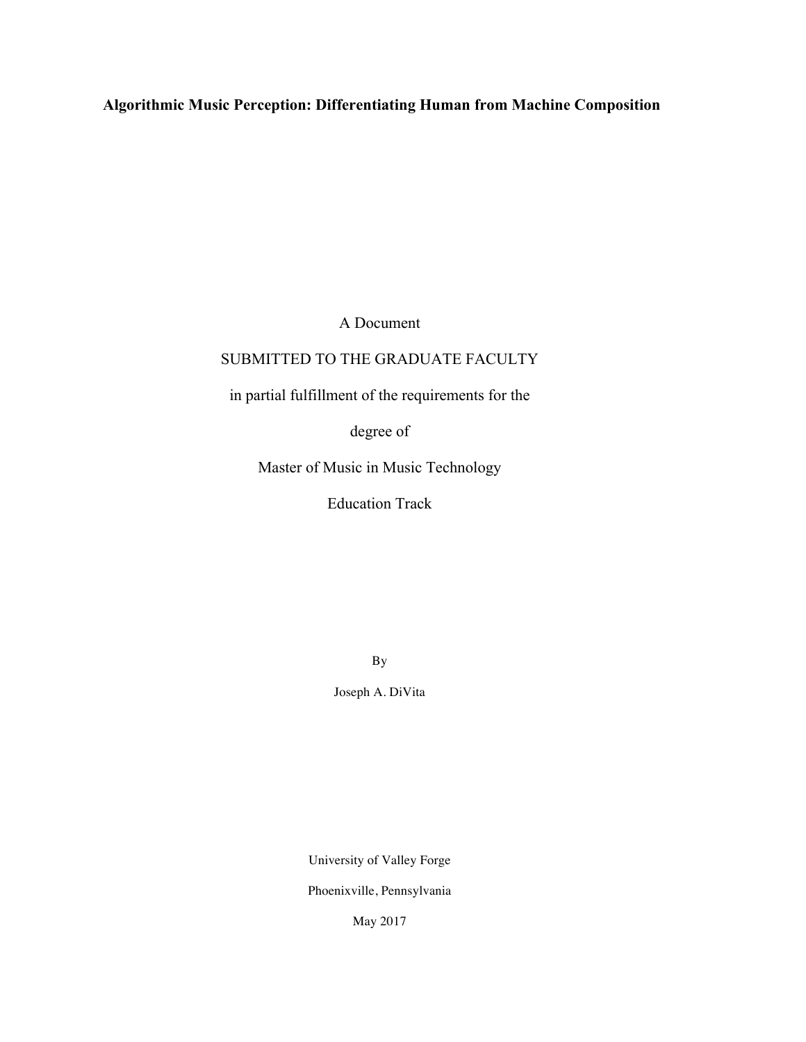# Algorithmic Music Perception: Differentiating Human from Machine Composition

A Document

SUBMITTED TO THE GRADUATE FACULTY

in partial fulfillment of the requirements for the

degree of

Master of Music in Music Technology

Education Track

By

Joseph A. DiVita

University of Valley Forge

Phoenixville, Pennsylvania

May 2017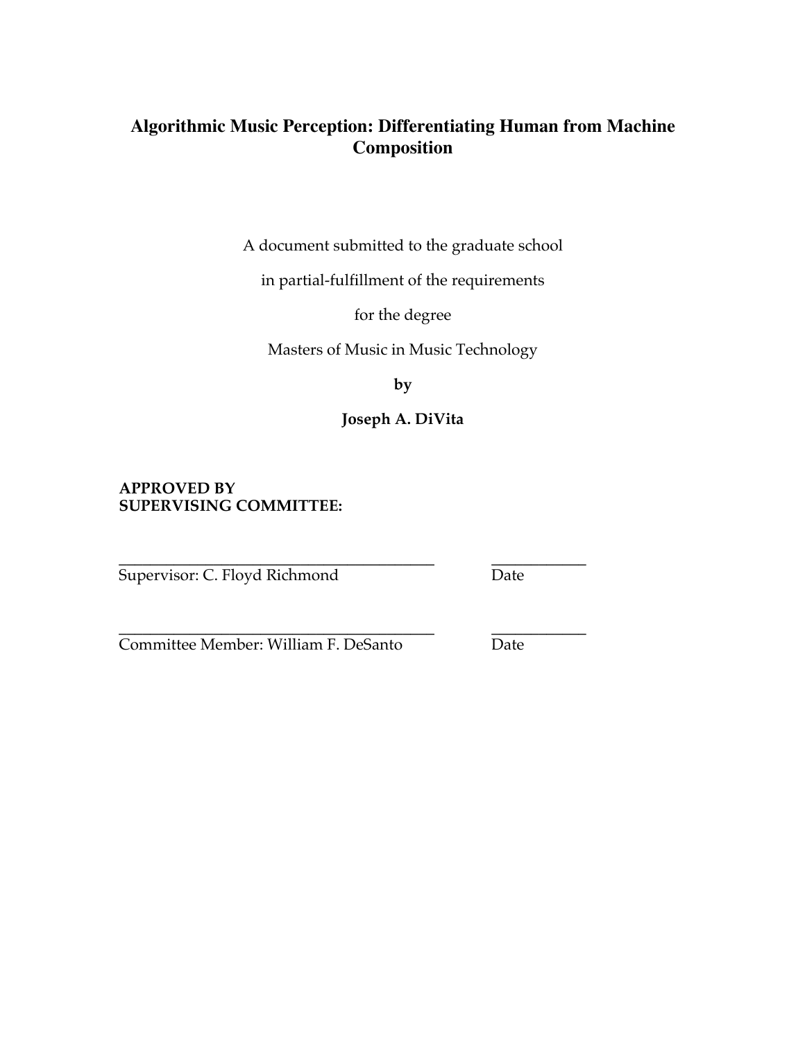# Algorithmic Music Perception: Differentiating Human from Machine Composition

A document submitted to the graduate school

in partial-fulfillment of the requirements

for the degree

Masters of Music in Music Technology

**by**

**Joseph A. DiVita**

**APPROVED BY**
**SUPERVISING COMMITTEE:**

_______________________________________ ____________
Supervisor: C. Floyd Richmond Date

_______________________________________ ____________
Committee Member: William F. DeSanto Date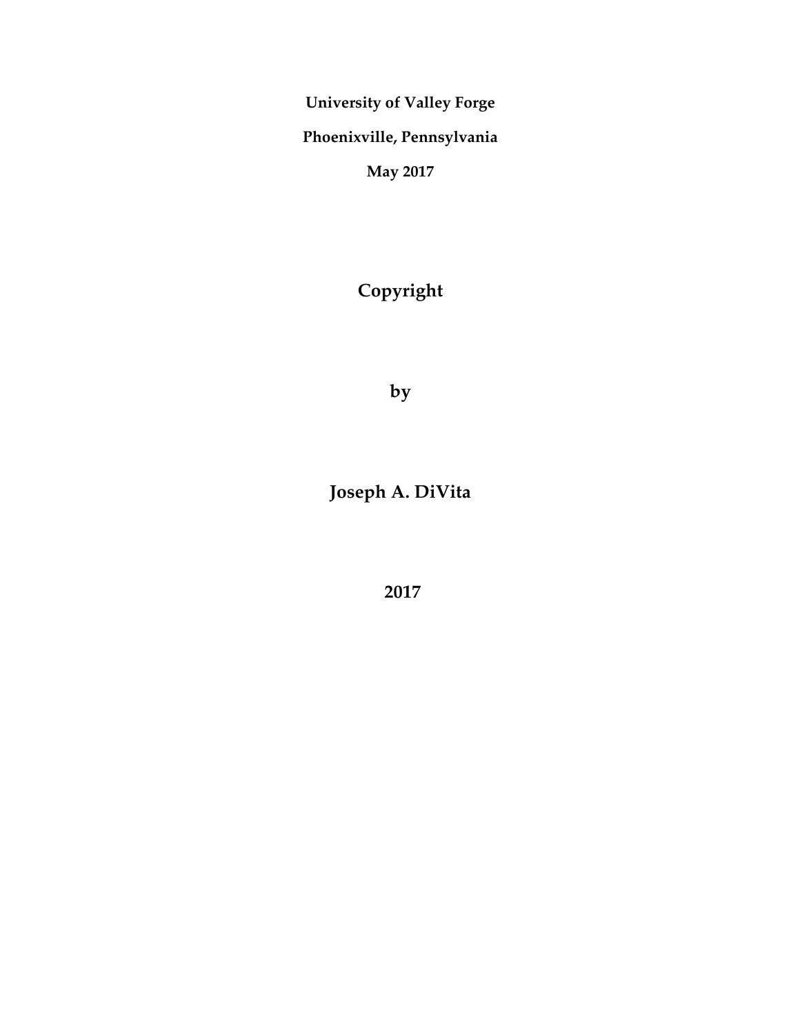**University of Valley Forge**

**Phoenixville, Pennsylvania**

**May 2017**

**Copyright**

**by**

**Joseph A. DiVita**

**2017**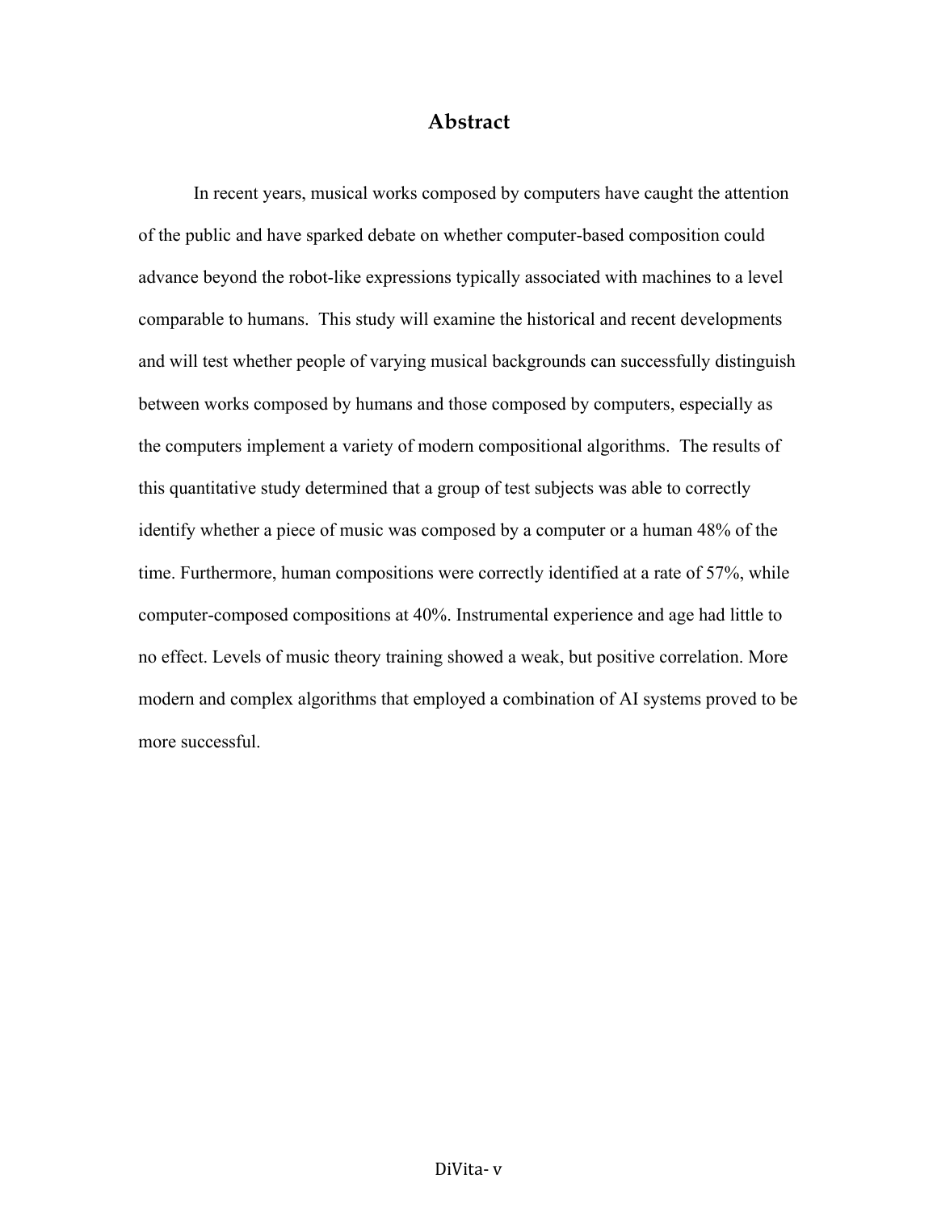# Abstract

In recent years, musical works composed by computers have caught the attention of the public and have sparked debate on whether computer-based composition could advance beyond the robot-like expressions typically associated with machines to a level comparable to humans. This study will examine the historical and recent developments and will test whether people of varying musical backgrounds can successfully distinguish between works composed by humans and those composed by computers, especially as the computers implement a variety of modern compositional algorithms. The results of this quantitative study determined that a group of test subjects was able to correctly identify whether a piece of music was composed by a computer or a human 48% of the time. Furthermore, human compositions were correctly identified at a rate of 57%, while computer-composed compositions at 40%. Instrumental experience and age had little to no effect. Levels of music theory training showed a weak, but positive correlation. More modern and complex algorithms that employed a combination of AI systems proved to be more successful.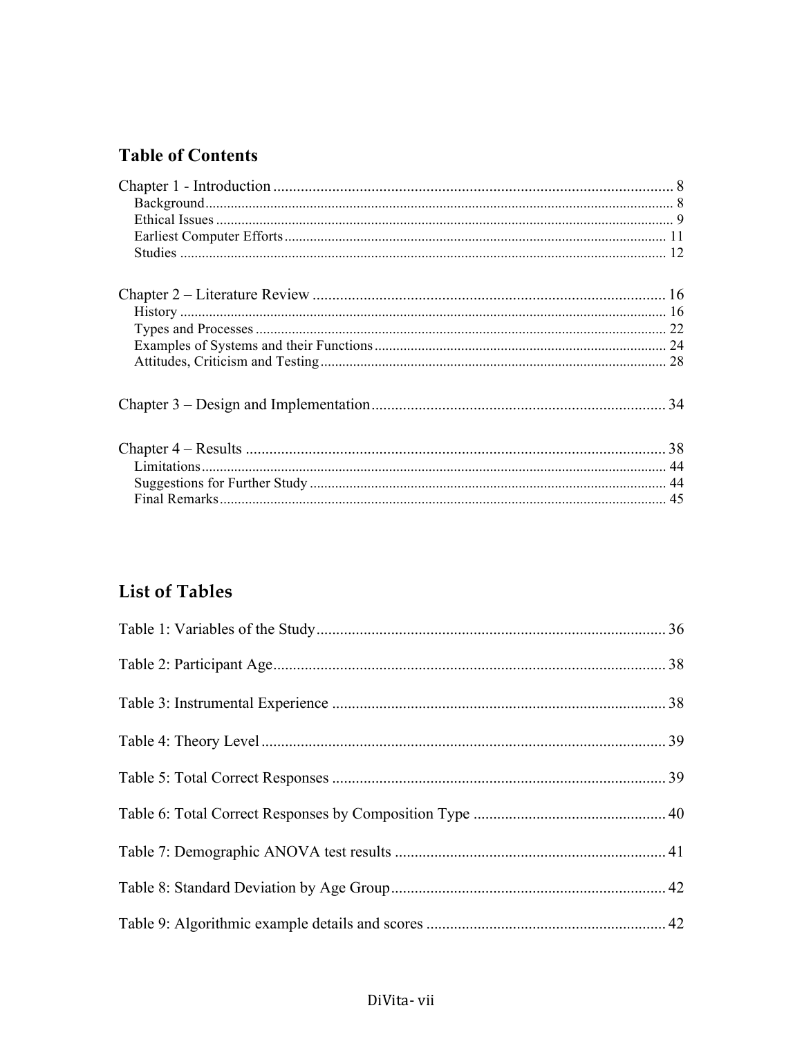## Table of Contents

Chapter 1 - Introduction ..... 8
- Background ..... 8
- Ethical Issues ..... 9
- Earliest Computer Efforts ..... 11
- Studies ..... 12

Chapter 2 – Literature Review ..... 16
- History ..... 16
- Types and Processes ..... 22
- Examples of Systems and their Functions ..... 24
- Attitudes, Criticism and Testing ..... 28

Chapter 3 – Design and Implementation ..... 34

Chapter 4 – Results ..... 38
- Limitations ..... 44
- Suggestions for Further Study ..... 44
- Final Remarks ..... 45

## List of Tables

Table 1: Variables of the Study ..... 36

Table 2: Participant Age ..... 38

Table 3: Instrumental Experience ..... 38

Table 4: Theory Level ..... 39

Table 5: Total Correct Responses ..... 39

Table 6: Total Correct Responses by Composition Type ..... 40

Table 7: Demographic ANOVA test results ..... 41

Table 8: Standard Deviation by Age Group ..... 42

Table 9: Algorithmic example details and scores ..... 42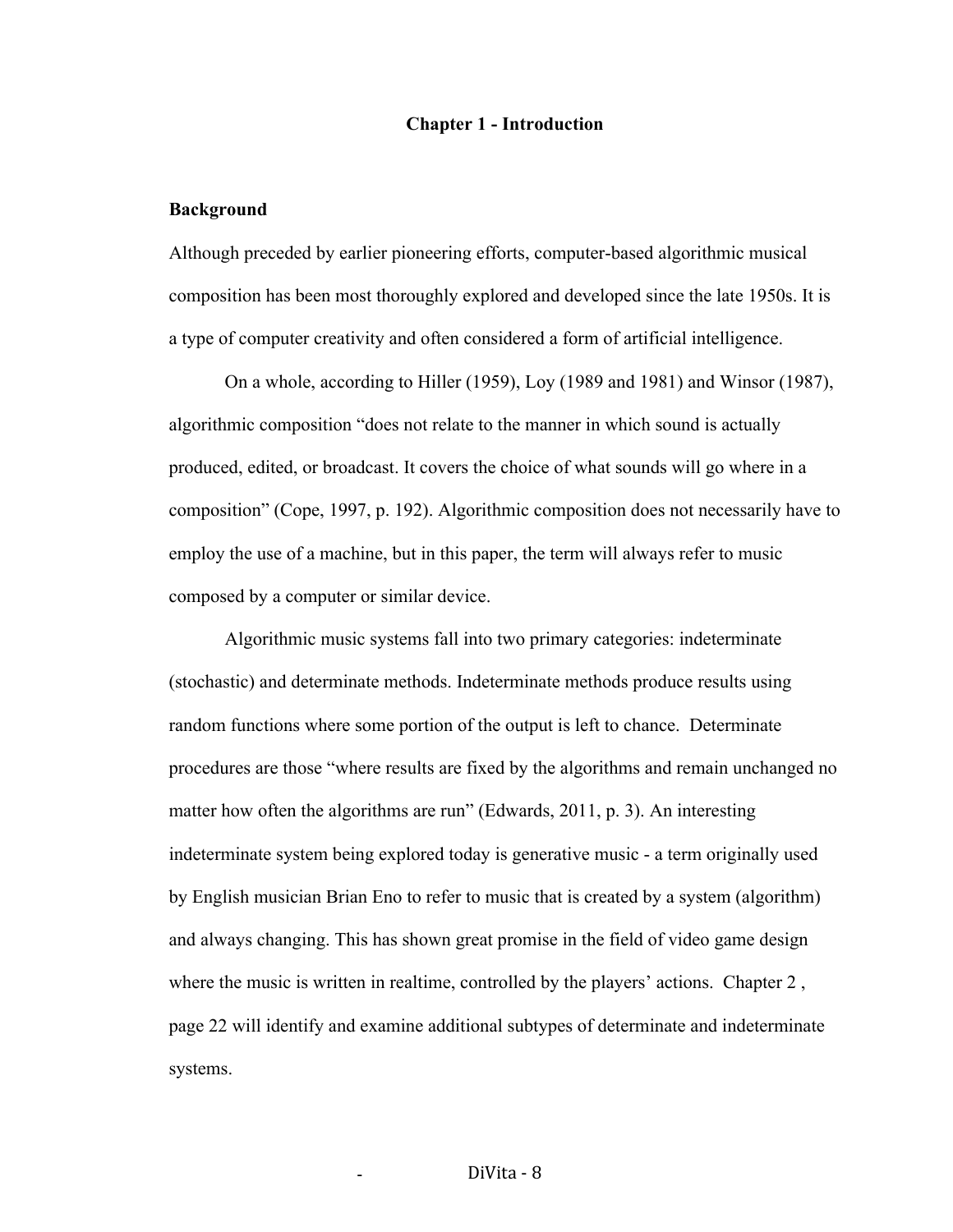# Chapter 1 - Introduction

## Background

Although preceded by earlier pioneering efforts, computer-based algorithmic musical composition has been most thoroughly explored and developed since the late 1950s. It is a type of computer creativity and often considered a form of artificial intelligence.

On a whole, according to Hiller (1959), Loy (1989 and 1981) and Winsor (1987), algorithmic composition "does not relate to the manner in which sound is actually produced, edited, or broadcast. It covers the choice of what sounds will go where in a composition" (Cope, 1997, p. 192). Algorithmic composition does not necessarily have to employ the use of a machine, but in this paper, the term will always refer to music composed by a computer or similar device.

Algorithmic music systems fall into two primary categories: indeterminate (stochastic) and determinate methods. Indeterminate methods produce results using random functions where some portion of the output is left to chance. Determinate procedures are those "where results are fixed by the algorithms and remain unchanged no matter how often the algorithms are run" (Edwards, 2011, p. 3). An interesting indeterminate system being explored today is generative music - a term originally used by English musician Brian Eno to refer to music that is created by a system (algorithm) and always changing. This has shown great promise in the field of video game design where the music is written in realtime, controlled by the players' actions. Chapter 2 , page 22 will identify and examine additional subtypes of determinate and indeterminate systems.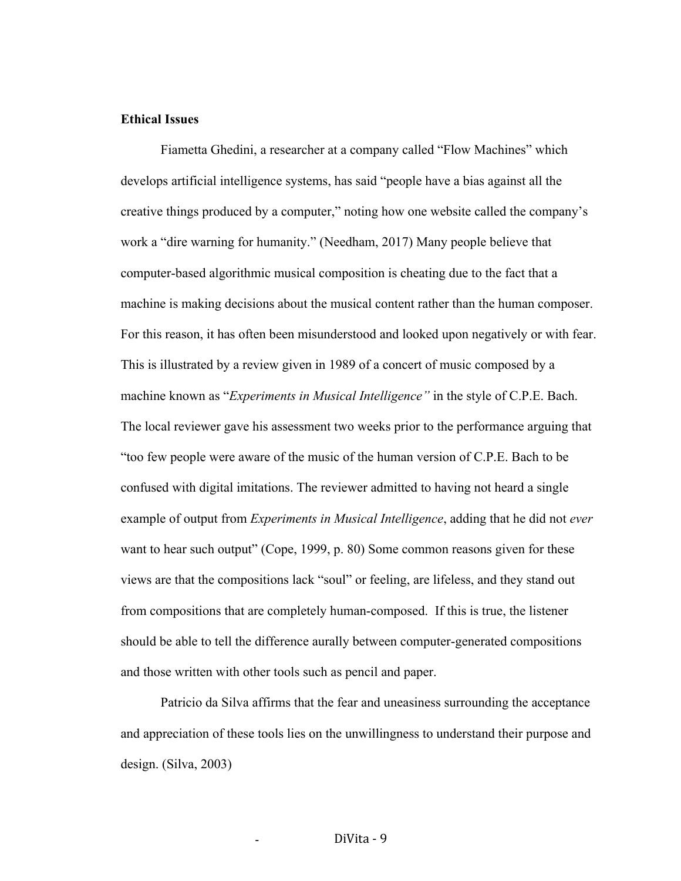**Ethical Issues**

Fiametta Ghedini, a researcher at a company called "Flow Machines" which develops artificial intelligence systems, has said "people have a bias against all the creative things produced by a computer," noting how one website called the company's work a "dire warning for humanity." (Needham, 2017) Many people believe that computer-based algorithmic musical composition is cheating due to the fact that a machine is making decisions about the musical content rather than the human composer. For this reason, it has often been misunderstood and looked upon negatively or with fear. This is illustrated by a review given in 1989 of a concert of music composed by a machine known as "*Experiments in Musical Intelligence"* in the style of C.P.E. Bach. The local reviewer gave his assessment two weeks prior to the performance arguing that "too few people were aware of the music of the human version of C.P.E. Bach to be confused with digital imitations. The reviewer admitted to having not heard a single example of output from *Experiments in Musical Intelligence*, adding that he did not *ever* want to hear such output" (Cope, 1999, p. 80) Some common reasons given for these views are that the compositions lack "soul" or feeling, are lifeless, and they stand out from compositions that are completely human-composed. If this is true, the listener should be able to tell the difference aurally between computer-generated compositions and those written with other tools such as pencil and paper.

Patricio da Silva affirms that the fear and uneasiness surrounding the acceptance and appreciation of these tools lies on the unwillingness to understand their purpose and design. (Silva, 2003)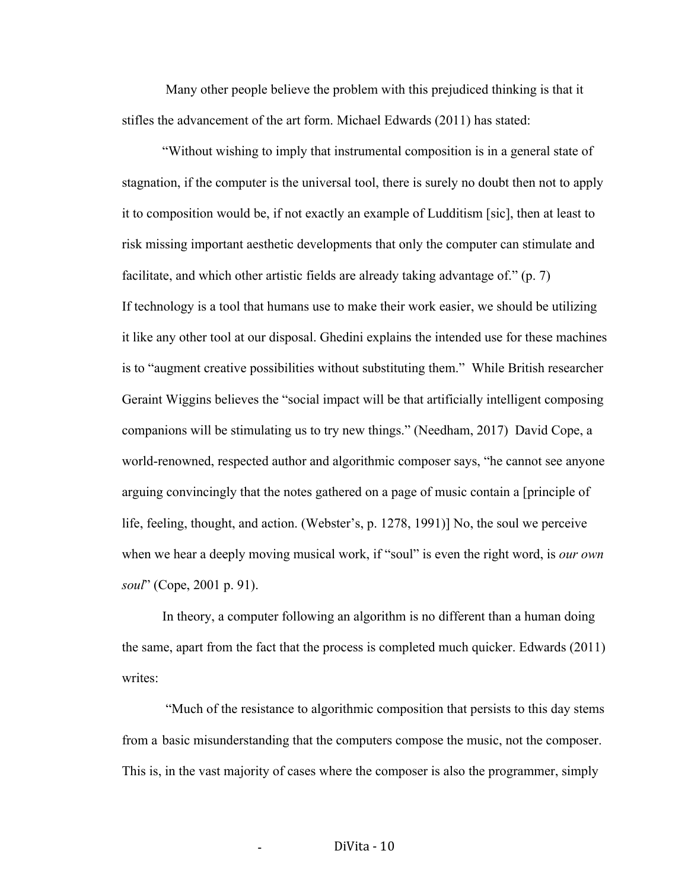Many other people believe the problem with this prejudiced thinking is that it stifles the advancement of the art form. Michael Edwards (2011) has stated:

> "Without wishing to imply that instrumental composition is in a general state of stagnation, if the computer is the universal tool, there is surely no doubt then not to apply it to composition would be, if not exactly an example of Ludditism [sic], then at least to risk missing important aesthetic developments that only the computer can stimulate and facilitate, and which other artistic fields are already taking advantage of." (p. 7)

If technology is a tool that humans use to make their work easier, we should be utilizing it like any other tool at our disposal. Ghedini explains the intended use for these machines is to "augment creative possibilities without substituting them." While British researcher Geraint Wiggins believes the "social impact will be that artificially intelligent composing companions will be stimulating us to try new things." (Needham, 2017) David Cope, a world-renowned, respected author and algorithmic composer says, "he cannot see anyone arguing convincingly that the notes gathered on a page of music contain a [principle of life, feeling, thought, and action. (Webster's, p. 1278, 1991)] No, the soul we perceive when we hear a deeply moving musical work, if "soul" is even the right word, is *our own soul*" (Cope, 2001 p. 91).

In theory, a computer following an algorithm is no different than a human doing the same, apart from the fact that the process is completed much quicker. Edwards (2011) writes:

> "Much of the resistance to algorithmic composition that persists to this day stems from a basic misunderstanding that the computers compose the music, not the composer. This is, in the vast majority of cases where the composer is also the programmer, simply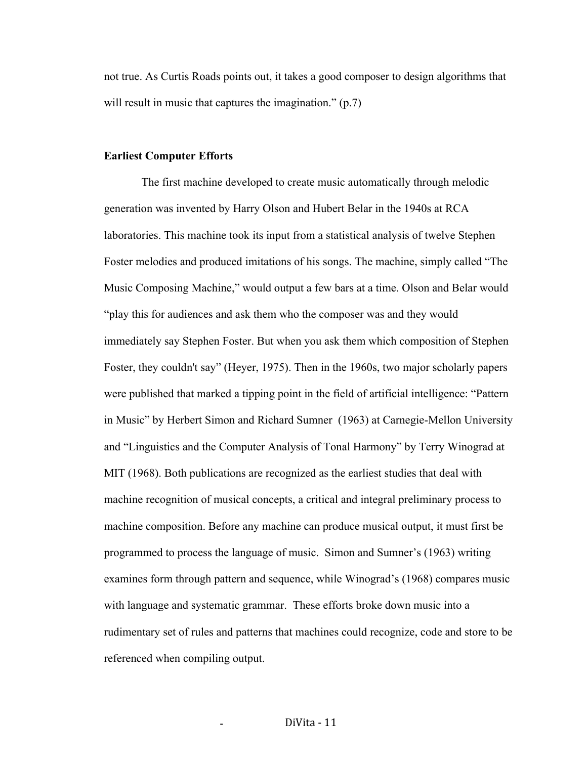not true. As Curtis Roads points out, it takes a good composer to design algorithms that will result in music that captures the imagination." (p.7)

**Earliest Computer Efforts**

The first machine developed to create music automatically through melodic generation was invented by Harry Olson and Hubert Belar in the 1940s at RCA laboratories. This machine took its input from a statistical analysis of twelve Stephen Foster melodies and produced imitations of his songs. The machine, simply called "The Music Composing Machine," would output a few bars at a time. Olson and Belar would "play this for audiences and ask them who the composer was and they would immediately say Stephen Foster. But when you ask them which composition of Stephen Foster, they couldn't say" (Heyer, 1975). Then in the 1960s, two major scholarly papers were published that marked a tipping point in the field of artificial intelligence: "Pattern in Music" by Herbert Simon and Richard Sumner (1963) at Carnegie-Mellon University and "Linguistics and the Computer Analysis of Tonal Harmony" by Terry Winograd at MIT (1968). Both publications are recognized as the earliest studies that deal with machine recognition of musical concepts, a critical and integral preliminary process to machine composition. Before any machine can produce musical output, it must first be programmed to process the language of music. Simon and Sumner's (1963) writing examines form through pattern and sequence, while Winograd's (1968) compares music with language and systematic grammar. These efforts broke down music into a rudimentary set of rules and patterns that machines could recognize, code and store to be referenced when compiling output.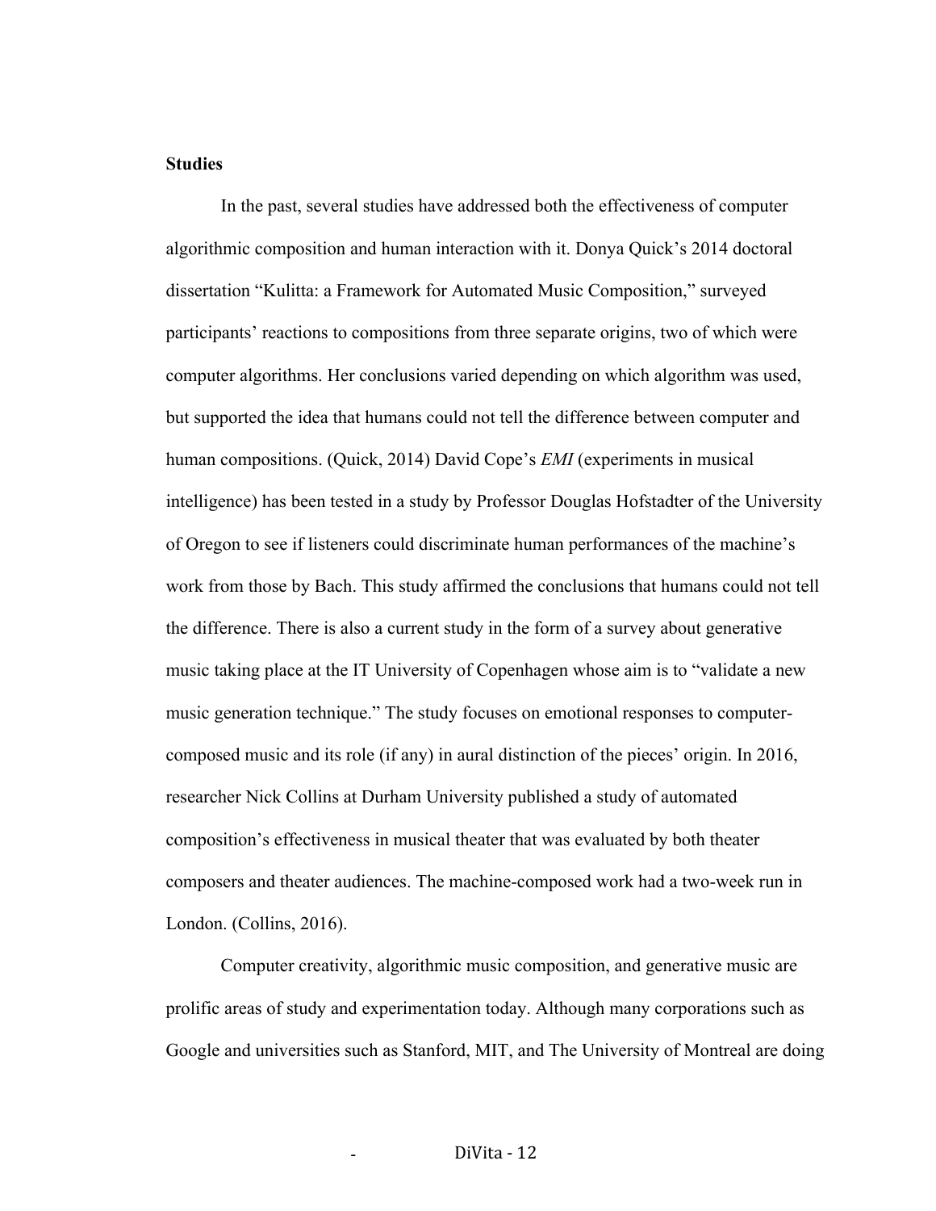**Studies**

In the past, several studies have addressed both the effectiveness of computer algorithmic composition and human interaction with it. Donya Quick's 2014 doctoral dissertation "Kulitta: a Framework for Automated Music Composition," surveyed participants' reactions to compositions from three separate origins, two of which were computer algorithms. Her conclusions varied depending on which algorithm was used, but supported the idea that humans could not tell the difference between computer and human compositions. (Quick, 2014) David Cope's *EMI* (experiments in musical intelligence) has been tested in a study by Professor Douglas Hofstadter of the University of Oregon to see if listeners could discriminate human performances of the machine's work from those by Bach. This study affirmed the conclusions that humans could not tell the difference. There is also a current study in the form of a survey about generative music taking place at the IT University of Copenhagen whose aim is to "validate a new music generation technique." The study focuses on emotional responses to computer-composed music and its role (if any) in aural distinction of the pieces' origin. In 2016, researcher Nick Collins at Durham University published a study of automated composition's effectiveness in musical theater that was evaluated by both theater composers and theater audiences. The machine-composed work had a two-week run in London. (Collins, 2016).

Computer creativity, algorithmic music composition, and generative music are prolific areas of study and experimentation today. Although many corporations such as Google and universities such as Stanford, MIT, and The University of Montreal are doing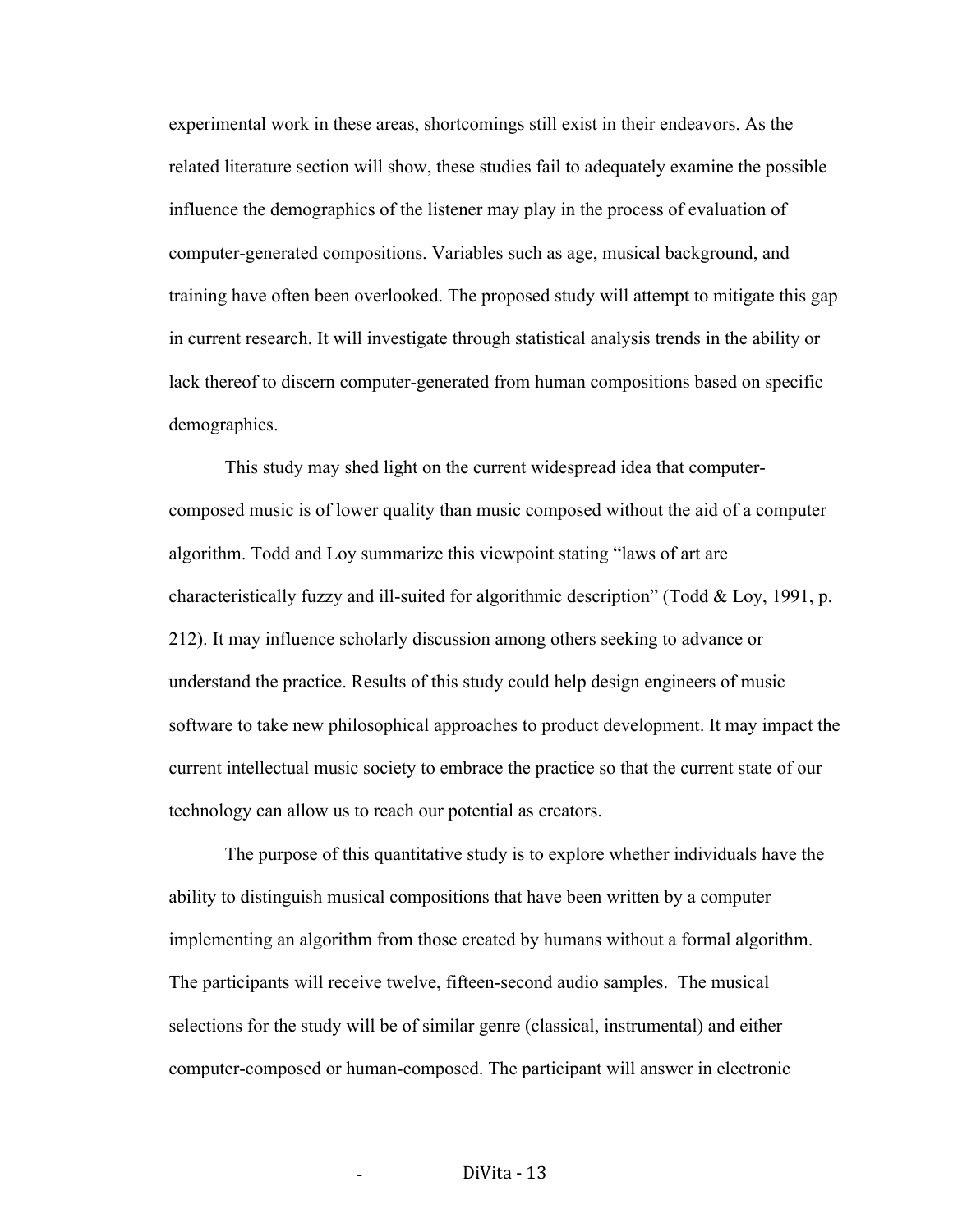experimental work in these areas, shortcomings still exist in their endeavors. As the related literature section will show, these studies fail to adequately examine the possible influence the demographics of the listener may play in the process of evaluation of computer-generated compositions. Variables such as age, musical background, and training have often been overlooked. The proposed study will attempt to mitigate this gap in current research. It will investigate through statistical analysis trends in the ability or lack thereof to discern computer-generated from human compositions based on specific demographics.

This study may shed light on the current widespread idea that computer-composed music is of lower quality than music composed without the aid of a computer algorithm. Todd and Loy summarize this viewpoint stating "laws of art are characteristically fuzzy and ill-suited for algorithmic description" (Todd & Loy, 1991, p. 212). It may influence scholarly discussion among others seeking to advance or understand the practice. Results of this study could help design engineers of music software to take new philosophical approaches to product development. It may impact the current intellectual music society to embrace the practice so that the current state of our technology can allow us to reach our potential as creators.

The purpose of this quantitative study is to explore whether individuals have the ability to distinguish musical compositions that have been written by a computer implementing an algorithm from those created by humans without a formal algorithm. The participants will receive twelve, fifteen-second audio samples. The musical selections for the study will be of similar genre (classical, instrumental) and either computer-composed or human-composed. The participant will answer in electronic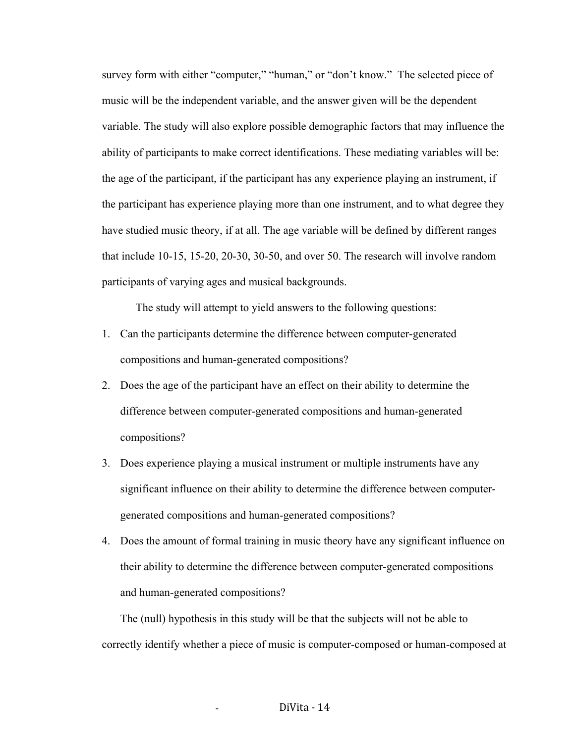survey form with either "computer," "human," or "don't know." The selected piece of music will be the independent variable, and the answer given will be the dependent variable. The study will also explore possible demographic factors that may influence the ability of participants to make correct identifications. These mediating variables will be: the age of the participant, if the participant has any experience playing an instrument, if the participant has experience playing more than one instrument, and to what degree they have studied music theory, if at all. The age variable will be defined by different ranges that include 10-15, 15-20, 20-30, 30-50, and over 50. The research will involve random participants of varying ages and musical backgrounds.

The study will attempt to yield answers to the following questions:

1. Can the participants determine the difference between computer-generated compositions and human-generated compositions?
2. Does the age of the participant have an effect on their ability to determine the difference between computer-generated compositions and human-generated compositions?
3. Does experience playing a musical instrument or multiple instruments have any significant influence on their ability to determine the difference between computer-generated compositions and human-generated compositions?
4. Does the amount of formal training in music theory have any significant influence on their ability to determine the difference between computer-generated compositions and human-generated compositions?

The (null) hypothesis in this study will be that the subjects will not be able to correctly identify whether a piece of music is computer-composed or human-composed at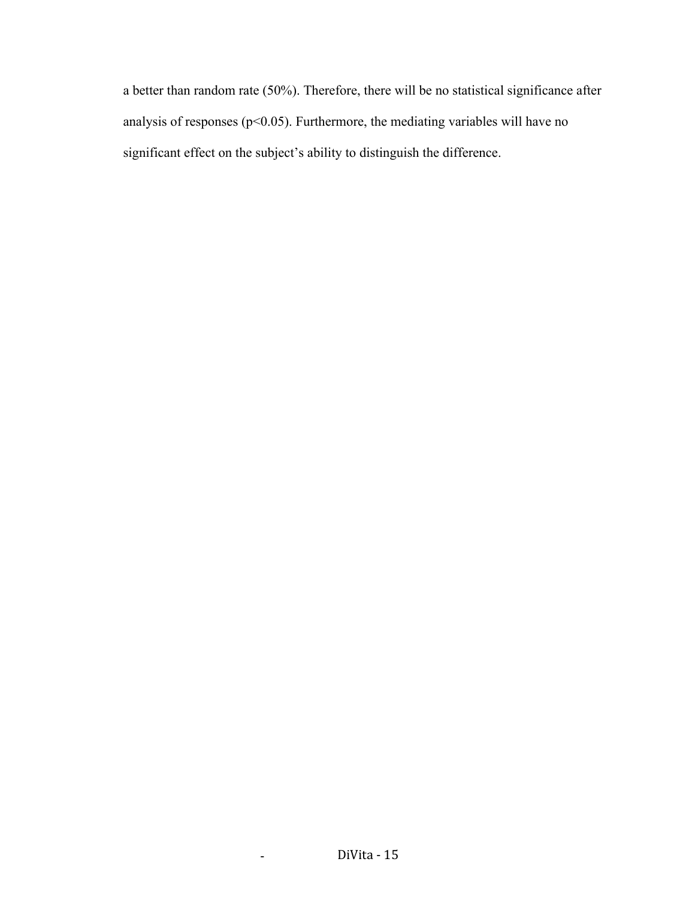a better than random rate (50%). Therefore, there will be no statistical significance after analysis of responses ($p<0.05$). Furthermore, the mediating variables will have no significant effect on the subject's ability to distinguish the difference.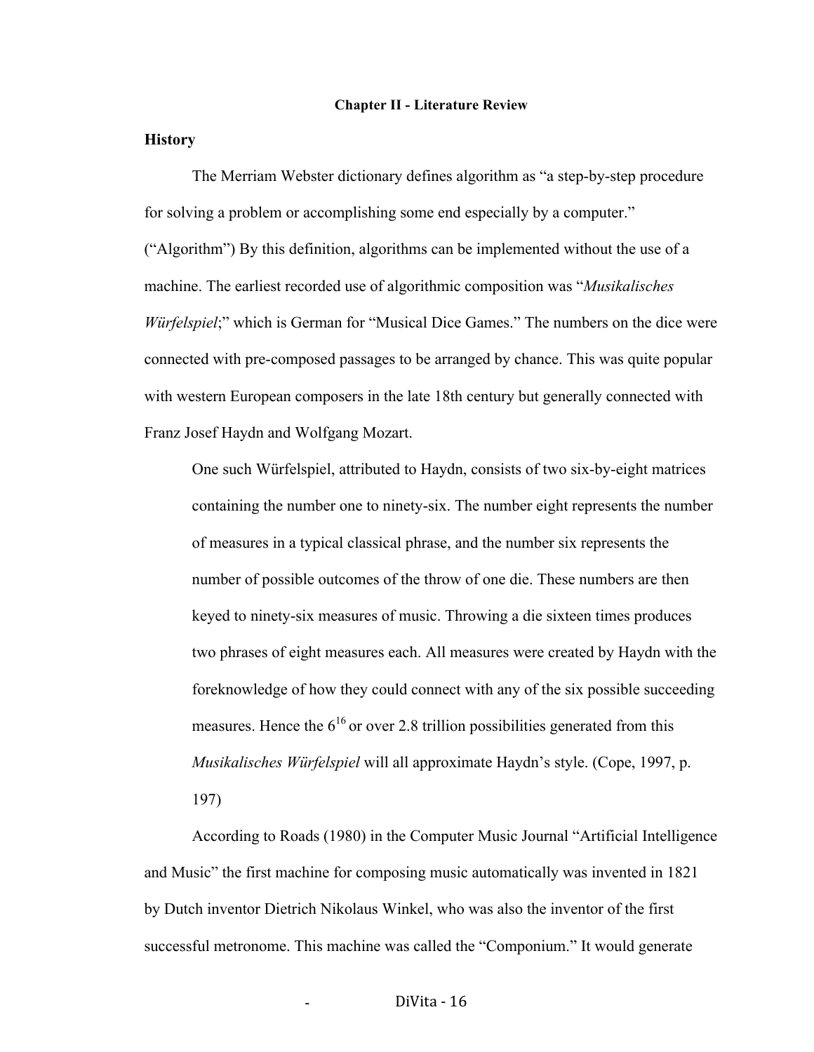## Chapter II - Literature Review

### History

The Merriam Webster dictionary defines algorithm as "a step-by-step procedure for solving a problem or accomplishing some end especially by a computer." ("Algorithm") By this definition, algorithms can be implemented without the use of a machine. The earliest recorded use of algorithmic composition was "*Musikalisches Würfelspiel*;" which is German for "Musical Dice Games." The numbers on the dice were connected with pre-composed passages to be arranged by chance. This was quite popular with western European composers in the late 18th century but generally connected with Franz Josef Haydn and Wolfgang Mozart.

> One such Würfelspiel, attributed to Haydn, consists of two six-by-eight matrices containing the number one to ninety-six. The number eight represents the number of measures in a typical classical phrase, and the number six represents the number of possible outcomes of the throw of one die. These numbers are then keyed to ninety-six measures of music. Throwing a die sixteen times produces two phrases of eight measures each. All measures were created by Haydn with the foreknowledge of how they could connect with any of the six possible succeeding measures. Hence the $6^{16}$ or over 2.8 trillion possibilities generated from this *Musikalisches Würfelspiel* will all approximate Haydn's style. (Cope, 1997, p. 197)

According to Roads (1980) in the Computer Music Journal "Artificial Intelligence and Music" the first machine for composing music automatically was invented in 1821 by Dutch inventor Dietrich Nikolaus Winkel, who was also the inventor of the first successful metronome. This machine was called the "Componium." It would generate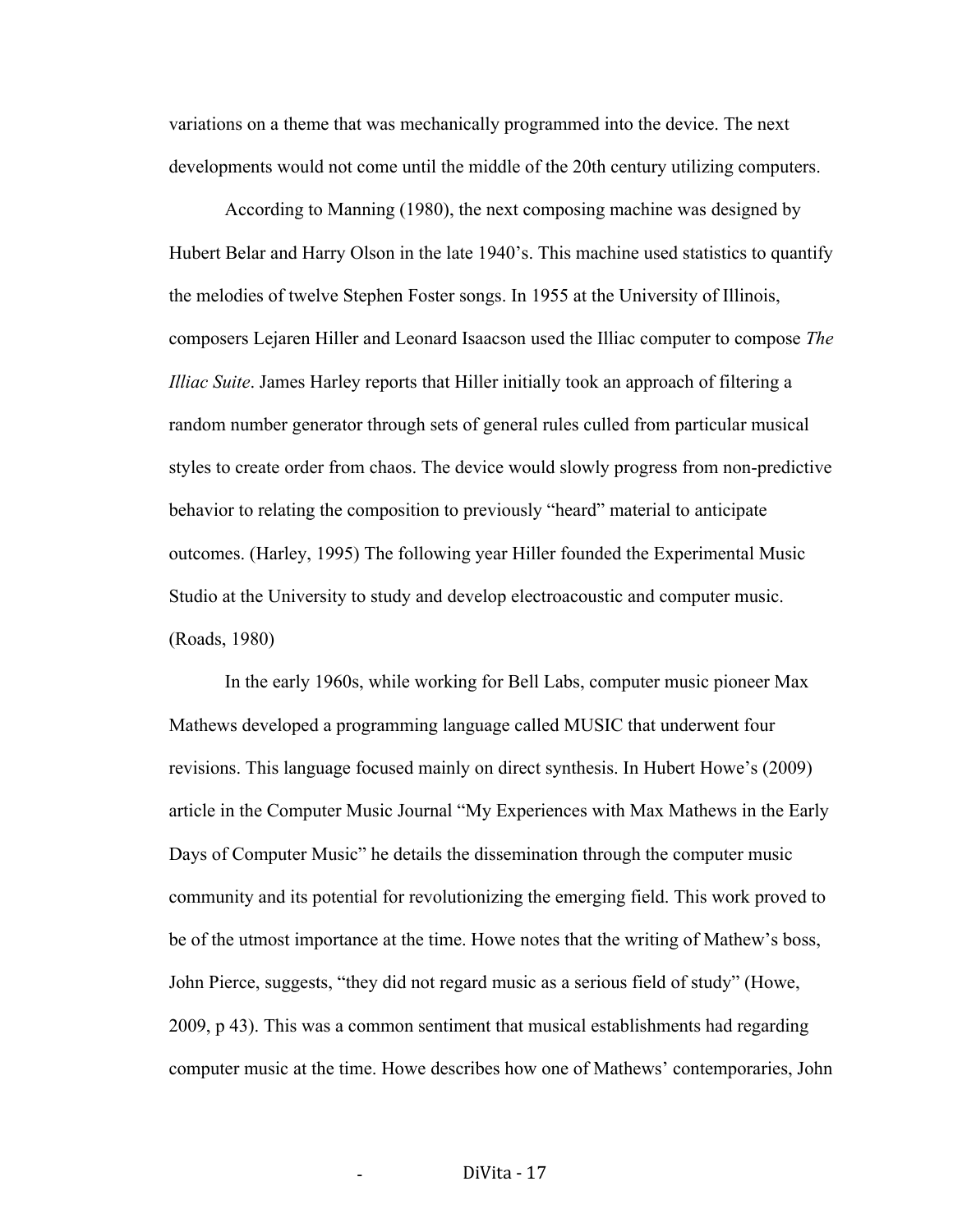variations on a theme that was mechanically programmed into the device. The next developments would not come until the middle of the 20th century utilizing computers.

According to Manning (1980), the next composing machine was designed by Hubert Belar and Harry Olson in the late 1940's. This machine used statistics to quantify the melodies of twelve Stephen Foster songs. In 1955 at the University of Illinois, composers Lejaren Hiller and Leonard Isaacson used the Illiac computer to compose *The Illiac Suite*. James Harley reports that Hiller initially took an approach of filtering a random number generator through sets of general rules culled from particular musical styles to create order from chaos. The device would slowly progress from non-predictive behavior to relating the composition to previously "heard" material to anticipate outcomes. (Harley, 1995) The following year Hiller founded the Experimental Music Studio at the University to study and develop electroacoustic and computer music. (Roads, 1980)

In the early 1960s, while working for Bell Labs, computer music pioneer Max Mathews developed a programming language called MUSIC that underwent four revisions. This language focused mainly on direct synthesis. In Hubert Howe's (2009) article in the Computer Music Journal "My Experiences with Max Mathews in the Early Days of Computer Music" he details the dissemination through the computer music community and its potential for revolutionizing the emerging field. This work proved to be of the utmost importance at the time. Howe notes that the writing of Mathew's boss, John Pierce, suggests, "they did not regard music as a serious field of study" (Howe, 2009, p 43). This was a common sentiment that musical establishments had regarding computer music at the time. Howe describes how one of Mathews' contemporaries, John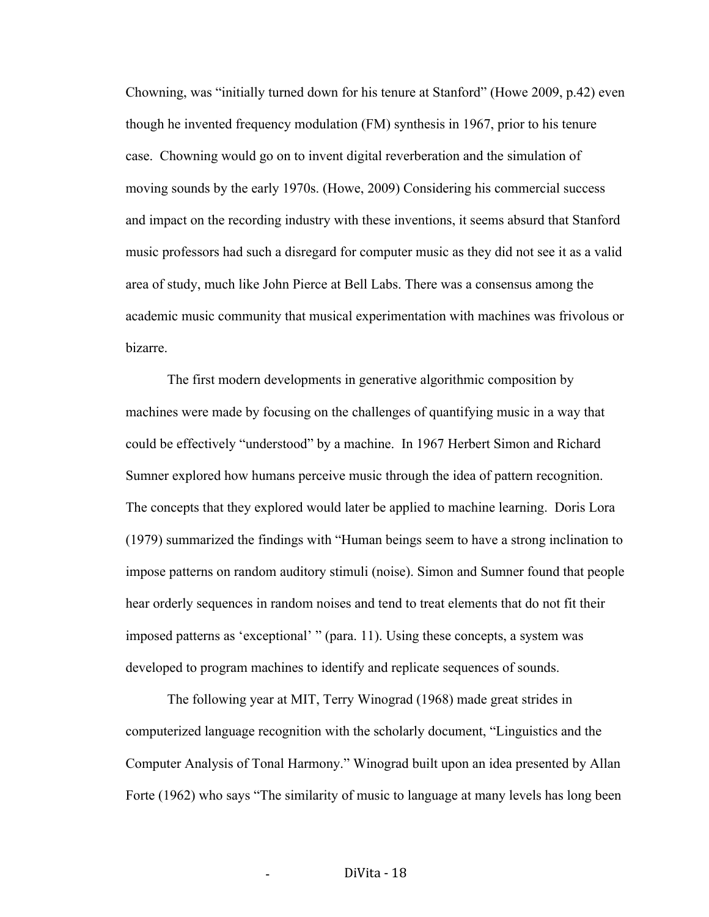Chowning, was "initially turned down for his tenure at Stanford" (Howe 2009, p.42) even though he invented frequency modulation (FM) synthesis in 1967, prior to his tenure case. Chowning would go on to invent digital reverberation and the simulation of moving sounds by the early 1970s. (Howe, 2009) Considering his commercial success and impact on the recording industry with these inventions, it seems absurd that Stanford music professors had such a disregard for computer music as they did not see it as a valid area of study, much like John Pierce at Bell Labs. There was a consensus among the academic music community that musical experimentation with machines was frivolous or bizarre.

The first modern developments in generative algorithmic composition by machines were made by focusing on the challenges of quantifying music in a way that could be effectively "understood" by a machine. In 1967 Herbert Simon and Richard Sumner explored how humans perceive music through the idea of pattern recognition. The concepts that they explored would later be applied to machine learning. Doris Lora (1979) summarized the findings with "Human beings seem to have a strong inclination to impose patterns on random auditory stimuli (noise). Simon and Sumner found that people hear orderly sequences in random noises and tend to treat elements that do not fit their imposed patterns as 'exceptional' " (para. 11). Using these concepts, a system was developed to program machines to identify and replicate sequences of sounds.

The following year at MIT, Terry Winograd (1968) made great strides in computerized language recognition with the scholarly document, "Linguistics and the Computer Analysis of Tonal Harmony." Winograd built upon an idea presented by Allan Forte (1962) who says "The similarity of music to language at many levels has long been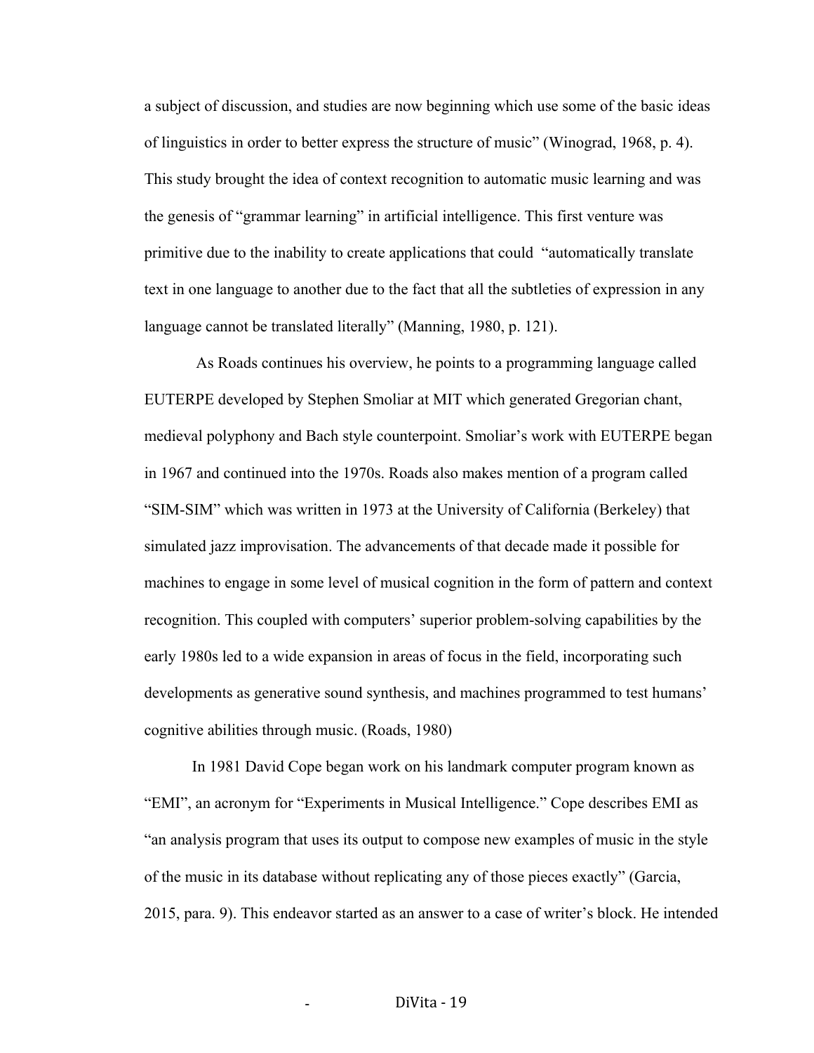a subject of discussion, and studies are now beginning which use some of the basic ideas of linguistics in order to better express the structure of music" (Winograd, 1968, p. 4). This study brought the idea of context recognition to automatic music learning and was the genesis of "grammar learning" in artificial intelligence. This first venture was primitive due to the inability to create applications that could "automatically translate text in one language to another due to the fact that all the subtleties of expression in any language cannot be translated literally" (Manning, 1980, p. 121).

As Roads continues his overview, he points to a programming language called EUTERPE developed by Stephen Smoliar at MIT which generated Gregorian chant, medieval polyphony and Bach style counterpoint. Smoliar's work with EUTERPE began in 1967 and continued into the 1970s. Roads also makes mention of a program called "SIM-SIM" which was written in 1973 at the University of California (Berkeley) that simulated jazz improvisation. The advancements of that decade made it possible for machines to engage in some level of musical cognition in the form of pattern and context recognition. This coupled with computers' superior problem-solving capabilities by the early 1980s led to a wide expansion in areas of focus in the field, incorporating such developments as generative sound synthesis, and machines programmed to test humans' cognitive abilities through music. (Roads, 1980)

In 1981 David Cope began work on his landmark computer program known as "EMI", an acronym for "Experiments in Musical Intelligence." Cope describes EMI as "an analysis program that uses its output to compose new examples of music in the style of the music in its database without replicating any of those pieces exactly" (Garcia, 2015, para. 9). This endeavor started as an answer to a case of writer's block. He intended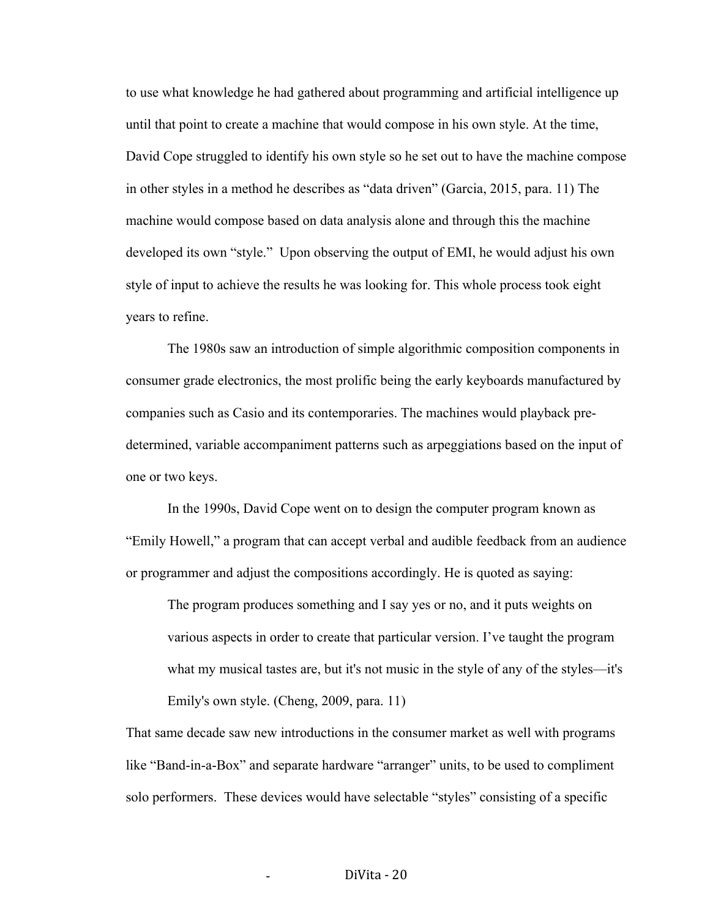to use what knowledge he had gathered about programming and artificial intelligence up until that point to create a machine that would compose in his own style. At the time, David Cope struggled to identify his own style so he set out to have the machine compose in other styles in a method he describes as "data driven" (Garcia, 2015, para. 11) The machine would compose based on data analysis alone and through this the machine developed its own "style." Upon observing the output of EMI, he would adjust his own style of input to achieve the results he was looking for. This whole process took eight years to refine.

The 1980s saw an introduction of simple algorithmic composition components in consumer grade electronics, the most prolific being the early keyboards manufactured by companies such as Casio and its contemporaries. The machines would playback pre-determined, variable accompaniment patterns such as arpeggiations based on the input of one or two keys.

In the 1990s, David Cope went on to design the computer program known as "Emily Howell," a program that can accept verbal and audible feedback from an audience or programmer and adjust the compositions accordingly. He is quoted as saying:

> The program produces something and I say yes or no, and it puts weights on various aspects in order to create that particular version. I've taught the program what my musical tastes are, but it's not music in the style of any of the styles—it's Emily's own style. (Cheng, 2009, para. 11)

That same decade saw new introductions in the consumer market as well with programs like "Band-in-a-Box" and separate hardware "arranger" units, to be used to compliment solo performers. These devices would have selectable "styles" consisting of a specific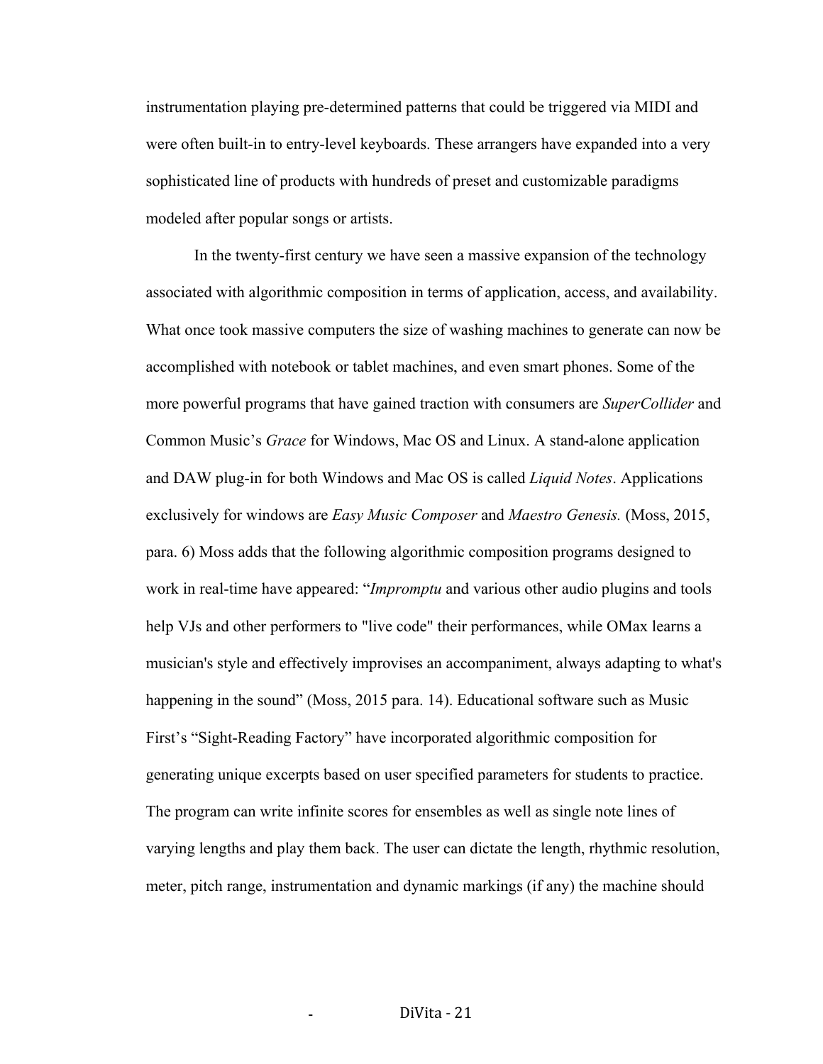instrumentation playing pre-determined patterns that could be triggered via MIDI and were often built-in to entry-level keyboards. These arrangers have expanded into a very sophisticated line of products with hundreds of preset and customizable paradigms modeled after popular songs or artists.

In the twenty-first century we have seen a massive expansion of the technology associated with algorithmic composition in terms of application, access, and availability. What once took massive computers the size of washing machines to generate can now be accomplished with notebook or tablet machines, and even smart phones. Some of the more powerful programs that have gained traction with consumers are *SuperCollider* and Common Music's *Grace* for Windows, Mac OS and Linux. A stand-alone application and DAW plug-in for both Windows and Mac OS is called *Liquid Notes*. Applications exclusively for windows are *Easy Music Composer* and *Maestro Genesis.* (Moss, 2015, para. 6) Moss adds that the following algorithmic composition programs designed to work in real-time have appeared: "*Impromptu* and various other audio plugins and tools help VJs and other performers to "live code" their performances, while OMax learns a musician's style and effectively improvises an accompaniment, always adapting to what's happening in the sound" (Moss, 2015 para. 14). Educational software such as Music First's "Sight-Reading Factory" have incorporated algorithmic composition for generating unique excerpts based on user specified parameters for students to practice. The program can write infinite scores for ensembles as well as single note lines of varying lengths and play them back. The user can dictate the length, rhythmic resolution, meter, pitch range, instrumentation and dynamic markings (if any) the machine should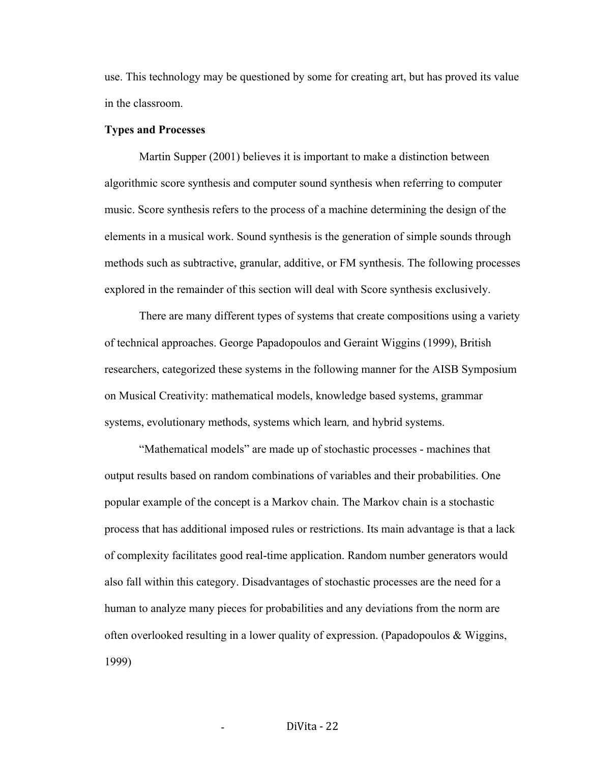use. This technology may be questioned by some for creating art, but has proved its value in the classroom.

**Types and Processes**

Martin Supper (2001) believes it is important to make a distinction between algorithmic score synthesis and computer sound synthesis when referring to computer music. Score synthesis refers to the process of a machine determining the design of the elements in a musical work. Sound synthesis is the generation of simple sounds through methods such as subtractive, granular, additive, or FM synthesis. The following processes explored in the remainder of this section will deal with Score synthesis exclusively.

There are many different types of systems that create compositions using a variety of technical approaches. George Papadopoulos and Geraint Wiggins (1999), British researchers, categorized these systems in the following manner for the AISB Symposium on Musical Creativity: mathematical models, knowledge based systems, grammar systems, evolutionary methods, systems which learn*,* and hybrid systems.

"Mathematical models" are made up of stochastic processes - machines that output results based on random combinations of variables and their probabilities. One popular example of the concept is a Markov chain. The Markov chain is a stochastic process that has additional imposed rules or restrictions. Its main advantage is that a lack of complexity facilitates good real-time application. Random number generators would also fall within this category. Disadvantages of stochastic processes are the need for a human to analyze many pieces for probabilities and any deviations from the norm are often overlooked resulting in a lower quality of expression. (Papadopoulos & Wiggins, 1999)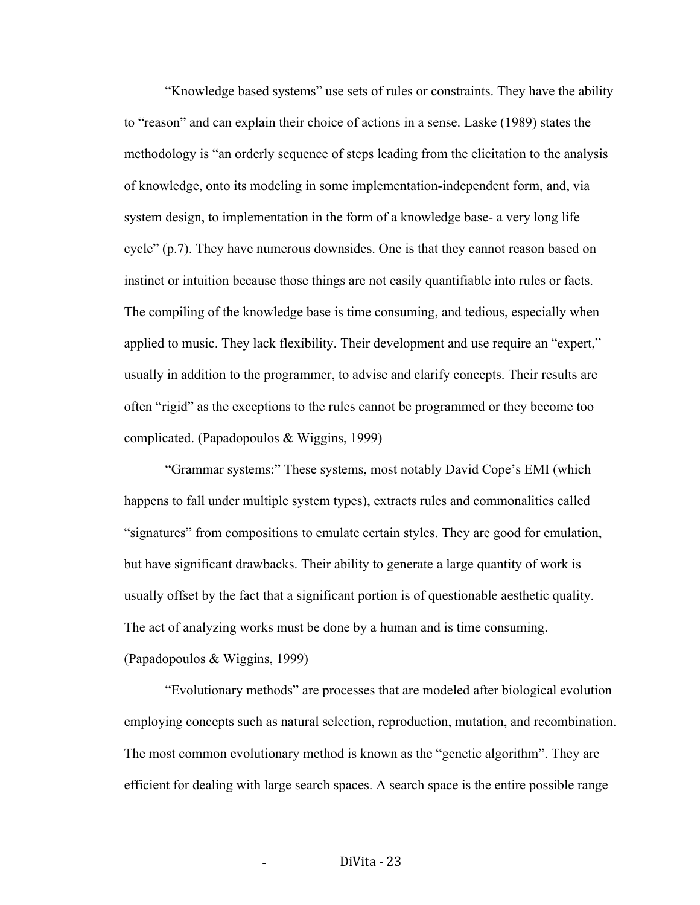"Knowledge based systems" use sets of rules or constraints. They have the ability to "reason" and can explain their choice of actions in a sense. Laske (1989) states the methodology is "an orderly sequence of steps leading from the elicitation to the analysis of knowledge, onto its modeling in some implementation-independent form, and, via system design, to implementation in the form of a knowledge base- a very long life cycle" (p.7). They have numerous downsides. One is that they cannot reason based on instinct or intuition because those things are not easily quantifiable into rules or facts. The compiling of the knowledge base is time consuming, and tedious, especially when applied to music. They lack flexibility. Their development and use require an "expert," usually in addition to the programmer, to advise and clarify concepts. Their results are often "rigid" as the exceptions to the rules cannot be programmed or they become too complicated. (Papadopoulos & Wiggins, 1999)

"Grammar systems:" These systems, most notably David Cope's EMI (which happens to fall under multiple system types), extracts rules and commonalities called "signatures" from compositions to emulate certain styles. They are good for emulation, but have significant drawbacks. Their ability to generate a large quantity of work is usually offset by the fact that a significant portion is of questionable aesthetic quality. The act of analyzing works must be done by a human and is time consuming. (Papadopoulos & Wiggins, 1999)

"Evolutionary methods" are processes that are modeled after biological evolution employing concepts such as natural selection, reproduction, mutation, and recombination. The most common evolutionary method is known as the "genetic algorithm". They are efficient for dealing with large search spaces. A search space is the entire possible range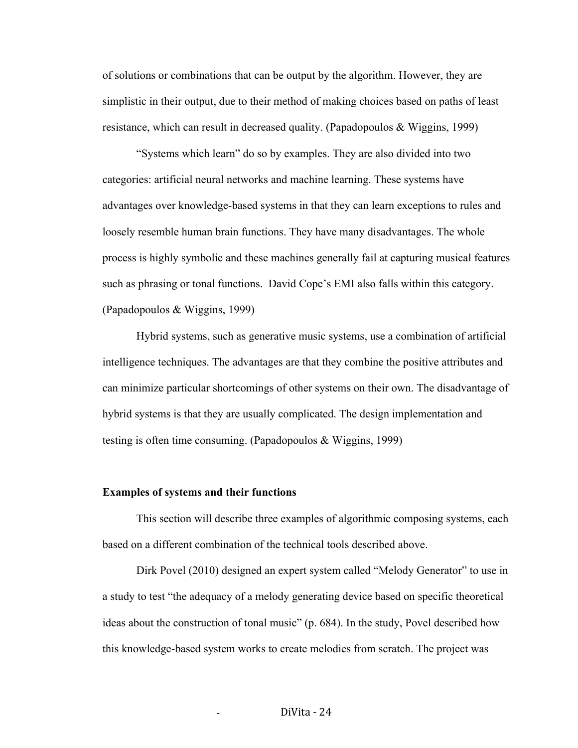of solutions or combinations that can be output by the algorithm. However, they are simplistic in their output, due to their method of making choices based on paths of least resistance, which can result in decreased quality. (Papadopoulos & Wiggins, 1999)

"Systems which learn" do so by examples. They are also divided into two categories: artificial neural networks and machine learning. These systems have advantages over knowledge-based systems in that they can learn exceptions to rules and loosely resemble human brain functions. They have many disadvantages. The whole process is highly symbolic and these machines generally fail at capturing musical features such as phrasing or tonal functions. David Cope's EMI also falls within this category. (Papadopoulos & Wiggins, 1999)

Hybrid systems, such as generative music systems, use a combination of artificial intelligence techniques. The advantages are that they combine the positive attributes and can minimize particular shortcomings of other systems on their own. The disadvantage of hybrid systems is that they are usually complicated. The design implementation and testing is often time consuming. (Papadopoulos & Wiggins, 1999)

**Examples of systems and their functions**

This section will describe three examples of algorithmic composing systems, each based on a different combination of the technical tools described above.

Dirk Povel (2010) designed an expert system called "Melody Generator" to use in a study to test "the adequacy of a melody generating device based on specific theoretical ideas about the construction of tonal music" (p. 684). In the study, Povel described how this knowledge-based system works to create melodies from scratch. The project was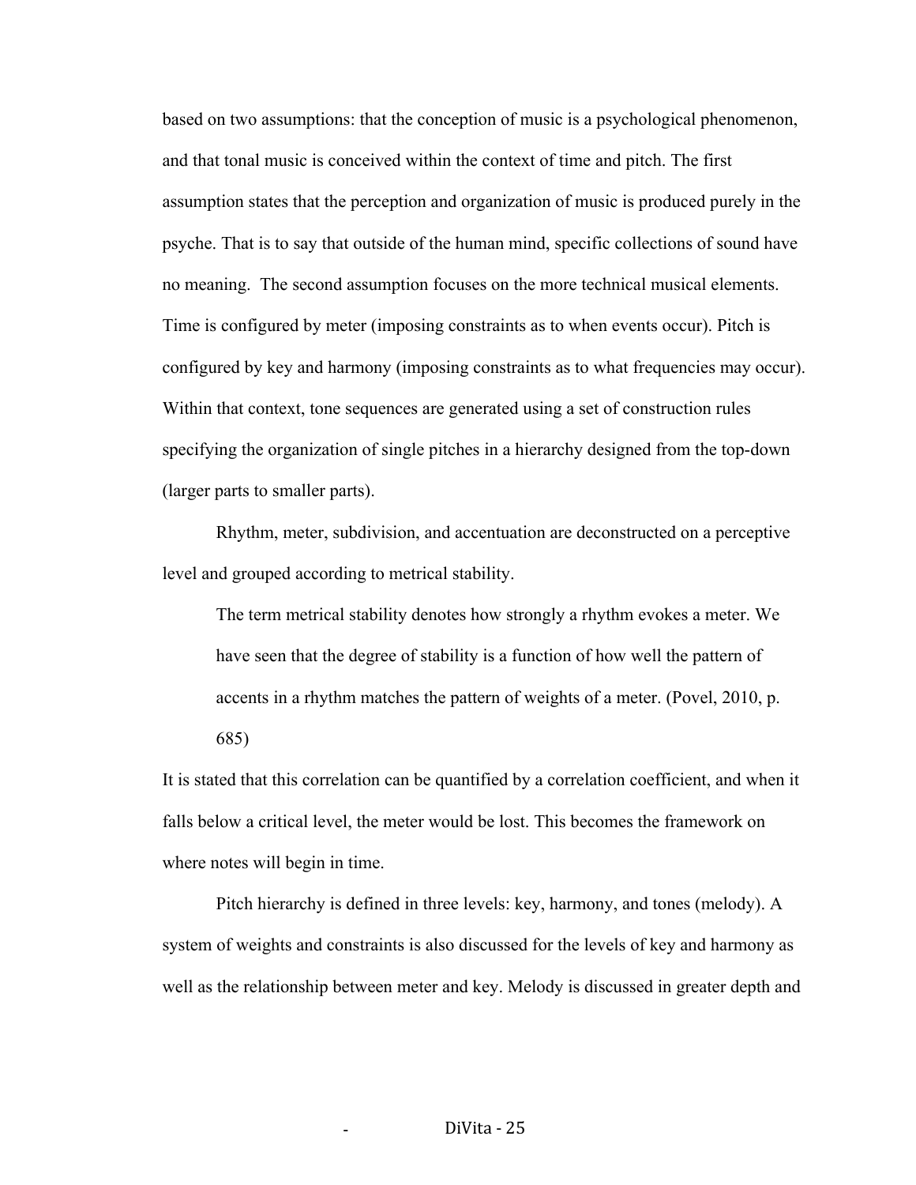based on two assumptions: that the conception of music is a psychological phenomenon, and that tonal music is conceived within the context of time and pitch. The first assumption states that the perception and organization of music is produced purely in the psyche. That is to say that outside of the human mind, specific collections of sound have no meaning. The second assumption focuses on the more technical musical elements. Time is configured by meter (imposing constraints as to when events occur). Pitch is configured by key and harmony (imposing constraints as to what frequencies may occur). Within that context, tone sequences are generated using a set of construction rules specifying the organization of single pitches in a hierarchy designed from the top-down (larger parts to smaller parts).

Rhythm, meter, subdivision, and accentuation are deconstructed on a perceptive level and grouped according to metrical stability.

> The term metrical stability denotes how strongly a rhythm evokes a meter. We have seen that the degree of stability is a function of how well the pattern of accents in a rhythm matches the pattern of weights of a meter. (Povel, 2010, p. 685)

It is stated that this correlation can be quantified by a correlation coefficient, and when it falls below a critical level, the meter would be lost. This becomes the framework on where notes will begin in time.

Pitch hierarchy is defined in three levels: key, harmony, and tones (melody). A system of weights and constraints is also discussed for the levels of key and harmony as well as the relationship between meter and key. Melody is discussed in greater depth and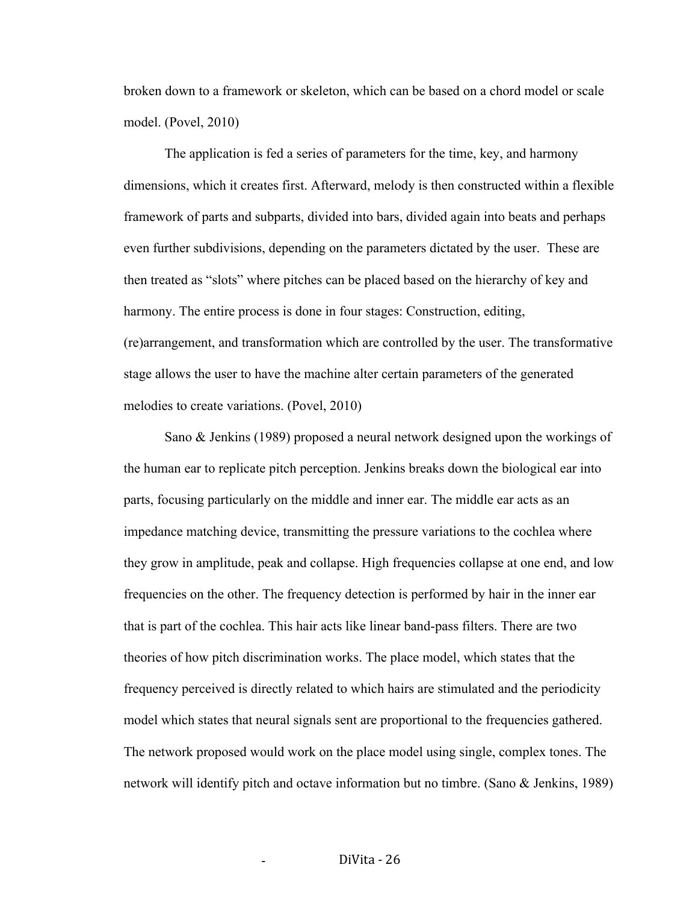broken down to a framework or skeleton, which can be based on a chord model or scale model. (Povel, 2010)

The application is fed a series of parameters for the time, key, and harmony dimensions, which it creates first. Afterward, melody is then constructed within a flexible framework of parts and subparts, divided into bars, divided again into beats and perhaps even further subdivisions, depending on the parameters dictated by the user. These are then treated as "slots" where pitches can be placed based on the hierarchy of key and harmony. The entire process is done in four stages: Construction, editing, (re)arrangement, and transformation which are controlled by the user. The transformative stage allows the user to have the machine alter certain parameters of the generated melodies to create variations. (Povel, 2010)

Sano & Jenkins (1989) proposed a neural network designed upon the workings of the human ear to replicate pitch perception. Jenkins breaks down the biological ear into parts, focusing particularly on the middle and inner ear. The middle ear acts as an impedance matching device, transmitting the pressure variations to the cochlea where they grow in amplitude, peak and collapse. High frequencies collapse at one end, and low frequencies on the other. The frequency detection is performed by hair in the inner ear that is part of the cochlea. This hair acts like linear band-pass filters. There are two theories of how pitch discrimination works. The place model, which states that the frequency perceived is directly related to which hairs are stimulated and the periodicity model which states that neural signals sent are proportional to the frequencies gathered. The network proposed would work on the place model using single, complex tones. The network will identify pitch and octave information but no timbre. (Sano & Jenkins, 1989)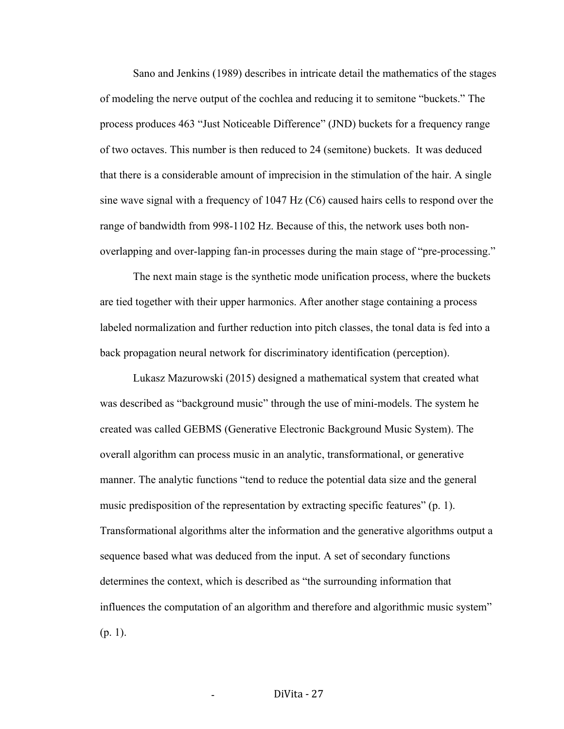Sano and Jenkins (1989) describes in intricate detail the mathematics of the stages of modeling the nerve output of the cochlea and reducing it to semitone "buckets." The process produces 463 "Just Noticeable Difference" (JND) buckets for a frequency range of two octaves. This number is then reduced to 24 (semitone) buckets. It was deduced that there is a considerable amount of imprecision in the stimulation of the hair. A single sine wave signal with a frequency of 1047 Hz (C6) caused hairs cells to respond over the range of bandwidth from 998-1102 Hz. Because of this, the network uses both non-overlapping and over-lapping fan-in processes during the main stage of "pre-processing."

The next main stage is the synthetic mode unification process, where the buckets are tied together with their upper harmonics. After another stage containing a process labeled normalization and further reduction into pitch classes, the tonal data is fed into a back propagation neural network for discriminatory identification (perception).

Lukasz Mazurowski (2015) designed a mathematical system that created what was described as "background music" through the use of mini-models. The system he created was called GEBMS (Generative Electronic Background Music System). The overall algorithm can process music in an analytic, transformational, or generative manner. The analytic functions "tend to reduce the potential data size and the general music predisposition of the representation by extracting specific features" (p. 1). Transformational algorithms alter the information and the generative algorithms output a sequence based what was deduced from the input. A set of secondary functions determines the context, which is described as "the surrounding information that influences the computation of an algorithm and therefore and algorithmic music system" (p. 1).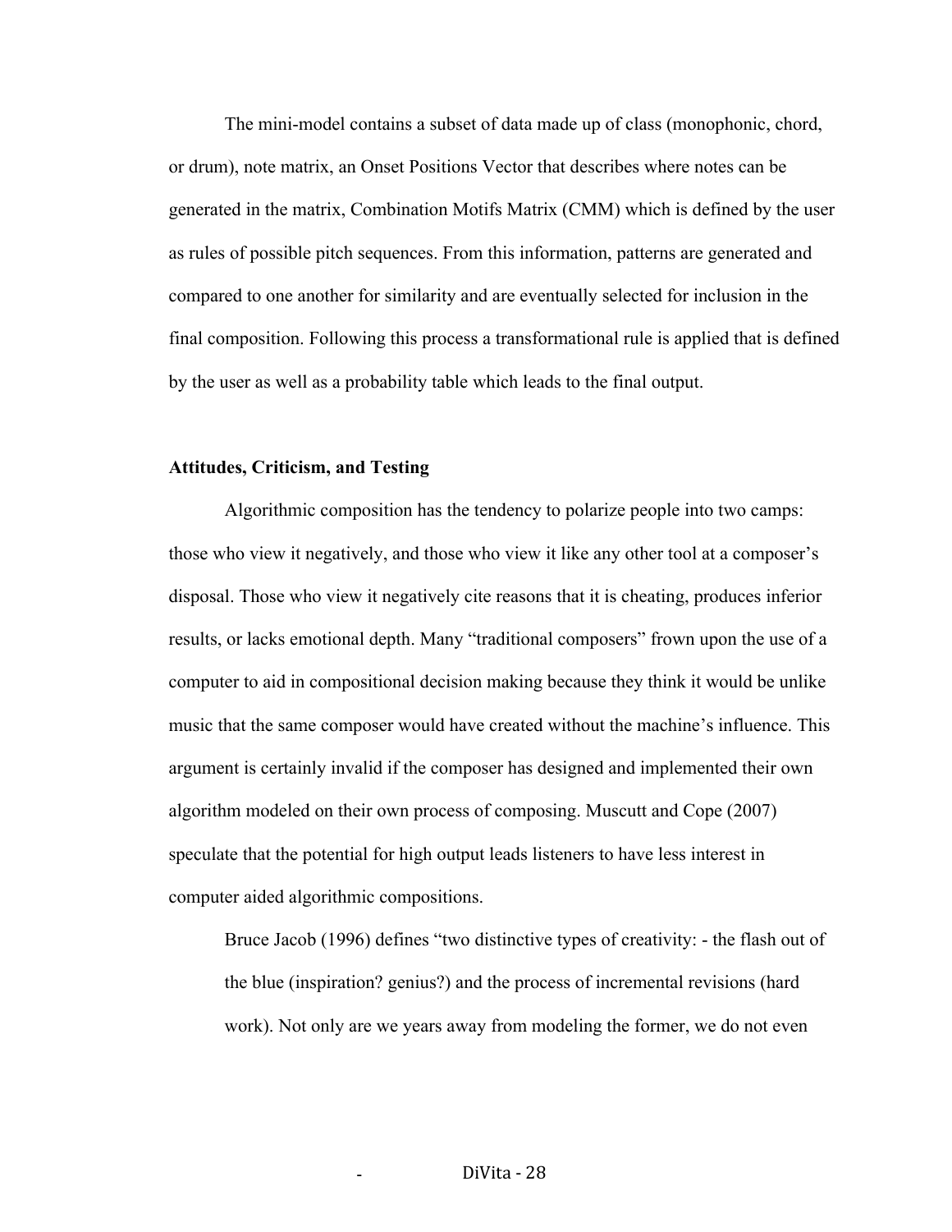The mini-model contains a subset of data made up of class (monophonic, chord, or drum), note matrix, an Onset Positions Vector that describes where notes can be generated in the matrix, Combination Motifs Matrix (CMM) which is defined by the user as rules of possible pitch sequences. From this information, patterns are generated and compared to one another for similarity and are eventually selected for inclusion in the final composition. Following this process a transformational rule is applied that is defined by the user as well as a probability table which leads to the final output.

**Attitudes, Criticism, and Testing**

Algorithmic composition has the tendency to polarize people into two camps: those who view it negatively, and those who view it like any other tool at a composer's disposal. Those who view it negatively cite reasons that it is cheating, produces inferior results, or lacks emotional depth. Many "traditional composers" frown upon the use of a computer to aid in compositional decision making because they think it would be unlike music that the same composer would have created without the machine's influence. This argument is certainly invalid if the composer has designed and implemented their own algorithm modeled on their own process of composing. Muscutt and Cope (2007) speculate that the potential for high output leads listeners to have less interest in computer aided algorithmic compositions.

> Bruce Jacob (1996) defines "two distinctive types of creativity: - the flash out of the blue (inspiration? genius?) and the process of incremental revisions (hard work). Not only are we years away from modeling the former, we do not even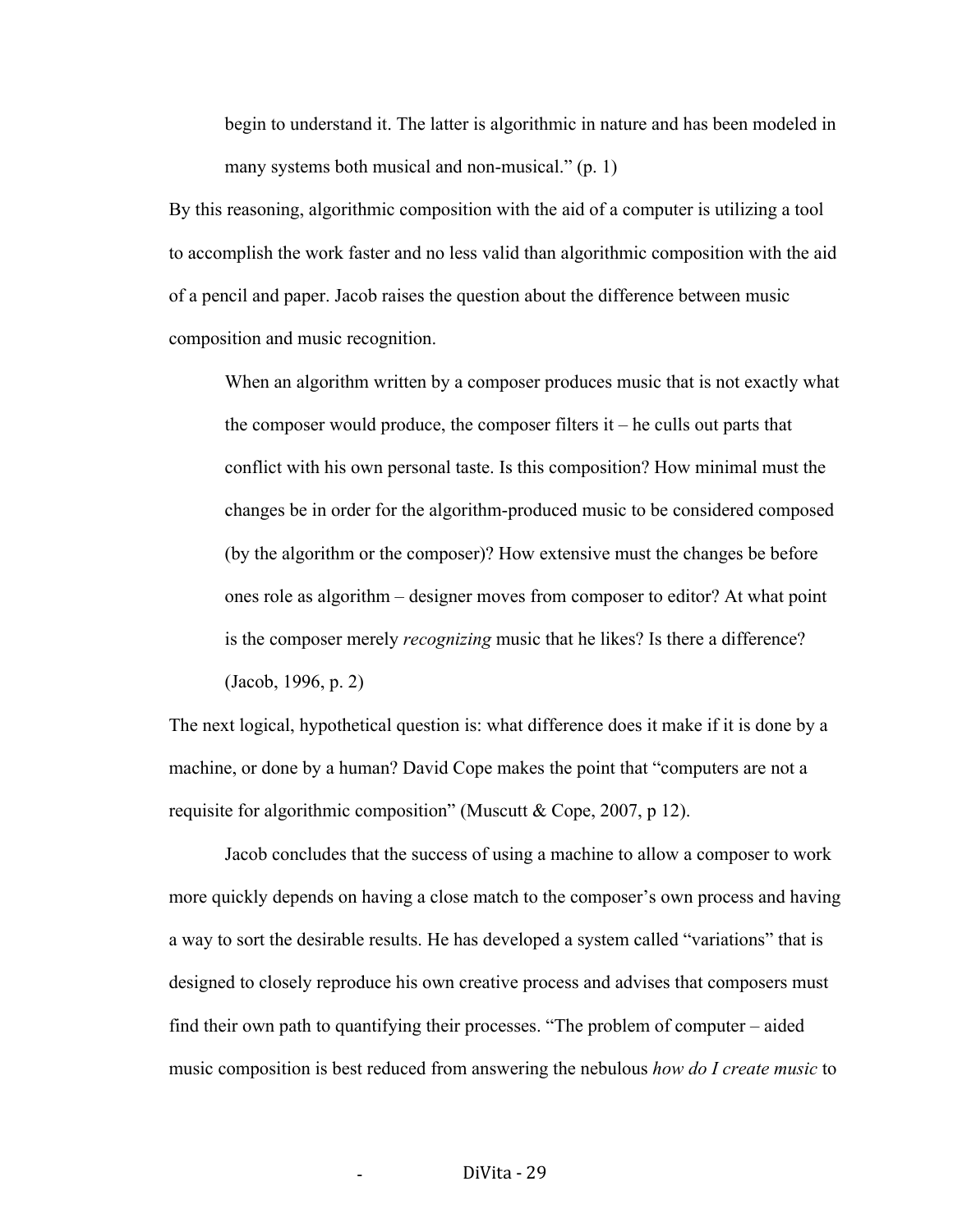> begin to understand it. The latter is algorithmic in nature and has been modeled in many systems both musical and non-musical." (p. 1)

By this reasoning, algorithmic composition with the aid of a computer is utilizing a tool to accomplish the work faster and no less valid than algorithmic composition with the aid of a pencil and paper. Jacob raises the question about the difference between music composition and music recognition.

> When an algorithm written by a composer produces music that is not exactly what the composer would produce, the composer filters it – he culls out parts that conflict with his own personal taste. Is this composition? How minimal must the changes be in order for the algorithm-produced music to be considered composed (by the algorithm or the composer)? How extensive must the changes be before ones role as algorithm – designer moves from composer to editor? At what point is the composer merely *recognizing* music that he likes? Is there a difference? (Jacob, 1996, p. 2)

The next logical, hypothetical question is: what difference does it make if it is done by a machine, or done by a human? David Cope makes the point that "computers are not a requisite for algorithmic composition" (Muscutt & Cope, 2007, p 12).

Jacob concludes that the success of using a machine to allow a composer to work more quickly depends on having a close match to the composer's own process and having a way to sort the desirable results. He has developed a system called "variations" that is designed to closely reproduce his own creative process and advises that composers must find their own path to quantifying their processes. "The problem of computer – aided music composition is best reduced from answering the nebulous *how do I create music* to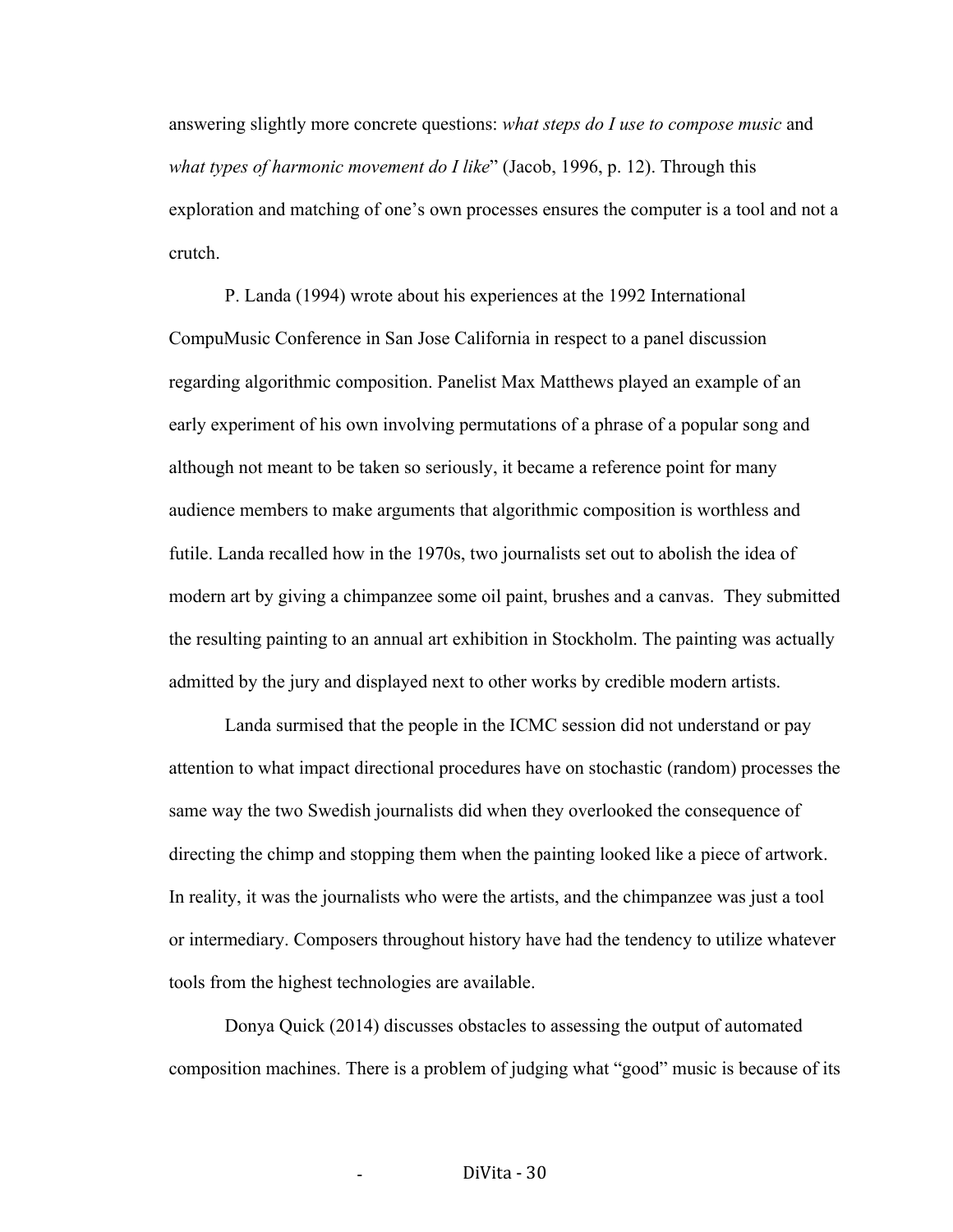answering slightly more concrete questions: *what steps do I use to compose music* and *what types of harmonic movement do I like*" (Jacob, 1996, p. 12). Through this exploration and matching of one's own processes ensures the computer is a tool and not a crutch.

P. Landa (1994) wrote about his experiences at the 1992 International CompuMusic Conference in San Jose California in respect to a panel discussion regarding algorithmic composition. Panelist Max Matthews played an example of an early experiment of his own involving permutations of a phrase of a popular song and although not meant to be taken so seriously, it became a reference point for many audience members to make arguments that algorithmic composition is worthless and futile. Landa recalled how in the 1970s, two journalists set out to abolish the idea of modern art by giving a chimpanzee some oil paint, brushes and a canvas. They submitted the resulting painting to an annual art exhibition in Stockholm. The painting was actually admitted by the jury and displayed next to other works by credible modern artists.

Landa surmised that the people in the ICMC session did not understand or pay attention to what impact directional procedures have on stochastic (random) processes the same way the two Swedish journalists did when they overlooked the consequence of directing the chimp and stopping them when the painting looked like a piece of artwork. In reality, it was the journalists who were the artists, and the chimpanzee was just a tool or intermediary. Composers throughout history have had the tendency to utilize whatever tools from the highest technologies are available.

Donya Quick (2014) discusses obstacles to assessing the output of automated composition machines. There is a problem of judging what "good" music is because of its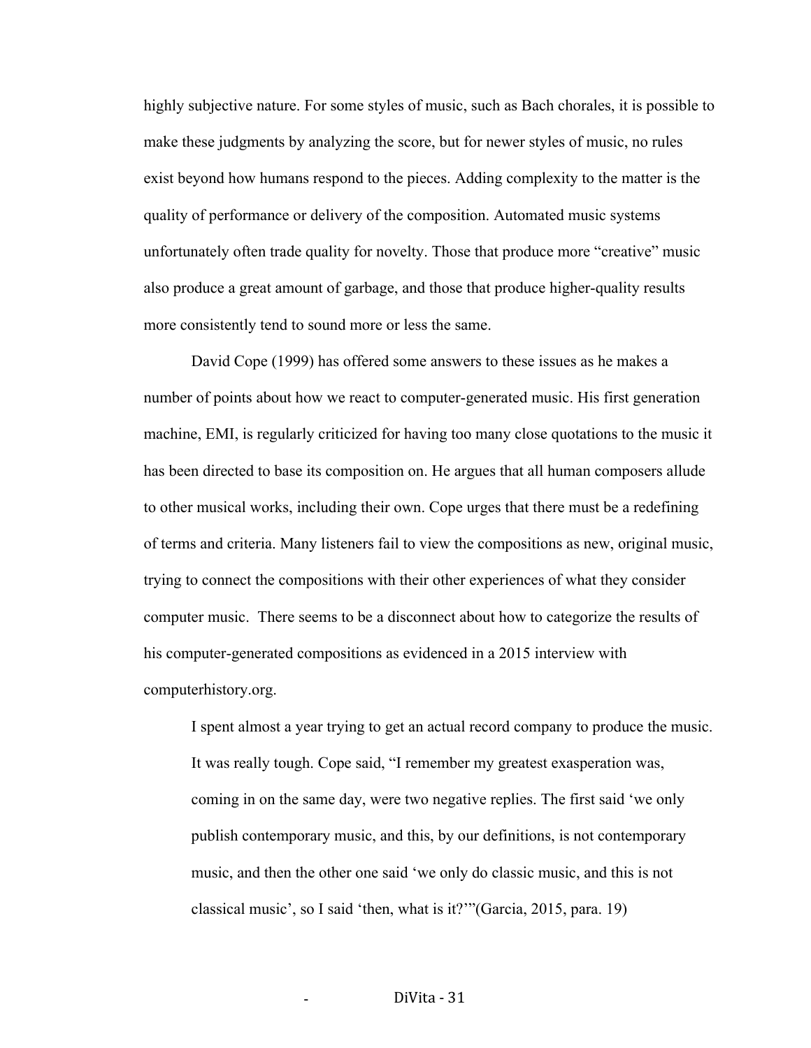highly subjective nature. For some styles of music, such as Bach chorales, it is possible to make these judgments by analyzing the score, but for newer styles of music, no rules exist beyond how humans respond to the pieces. Adding complexity to the matter is the quality of performance or delivery of the composition. Automated music systems unfortunately often trade quality for novelty. Those that produce more "creative" music also produce a great amount of garbage, and those that produce higher-quality results more consistently tend to sound more or less the same.

David Cope (1999) has offered some answers to these issues as he makes a number of points about how we react to computer-generated music. His first generation machine, EMI, is regularly criticized for having too many close quotations to the music it has been directed to base its composition on. He argues that all human composers allude to other musical works, including their own. Cope urges that there must be a redefining of terms and criteria. Many listeners fail to view the compositions as new, original music, trying to connect the compositions with their other experiences of what they consider computer music. There seems to be a disconnect about how to categorize the results of his computer-generated compositions as evidenced in a 2015 interview with computerhistory.org.

> I spent almost a year trying to get an actual record company to produce the music. It was really tough. Cope said, "I remember my greatest exasperation was, coming in on the same day, were two negative replies. The first said 'we only publish contemporary music, and this, by our definitions, is not contemporary music, and then the other one said 'we only do classic music, and this is not classical music', so I said 'then, what is it?'"(Garcia, 2015, para. 19)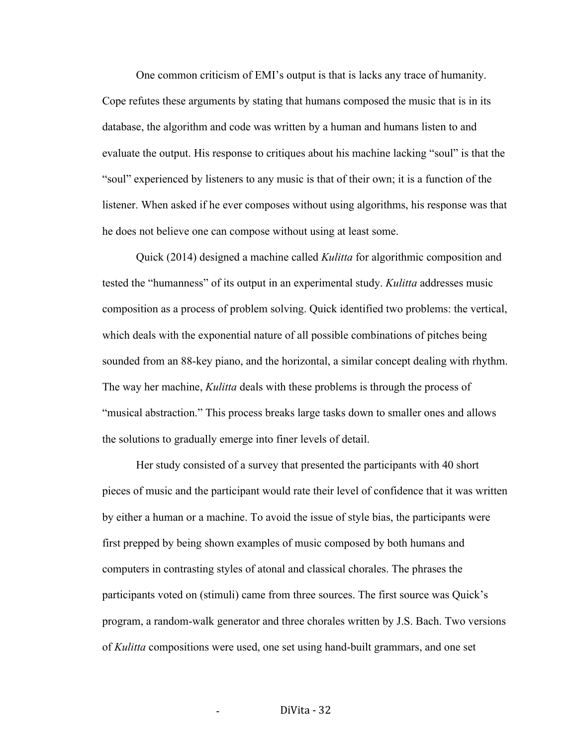One common criticism of EMI's output is that is lacks any trace of humanity. Cope refutes these arguments by stating that humans composed the music that is in its database, the algorithm and code was written by a human and humans listen to and evaluate the output. His response to critiques about his machine lacking "soul" is that the "soul" experienced by listeners to any music is that of their own; it is a function of the listener. When asked if he ever composes without using algorithms, his response was that he does not believe one can compose without using at least some.

Quick (2014) designed a machine called *Kulitta* for algorithmic composition and tested the "humanness" of its output in an experimental study. *Kulitta* addresses music composition as a process of problem solving. Quick identified two problems: the vertical, which deals with the exponential nature of all possible combinations of pitches being sounded from an 88-key piano, and the horizontal, a similar concept dealing with rhythm. The way her machine, *Kulitta* deals with these problems is through the process of "musical abstraction." This process breaks large tasks down to smaller ones and allows the solutions to gradually emerge into finer levels of detail.

Her study consisted of a survey that presented the participants with 40 short pieces of music and the participant would rate their level of confidence that it was written by either a human or a machine. To avoid the issue of style bias, the participants were first prepped by being shown examples of music composed by both humans and computers in contrasting styles of atonal and classical chorales. The phrases the participants voted on (stimuli) came from three sources. The first source was Quick's program, a random-walk generator and three chorales written by J.S. Bach. Two versions of *Kulitta* compositions were used, one set using hand-built grammars, and one set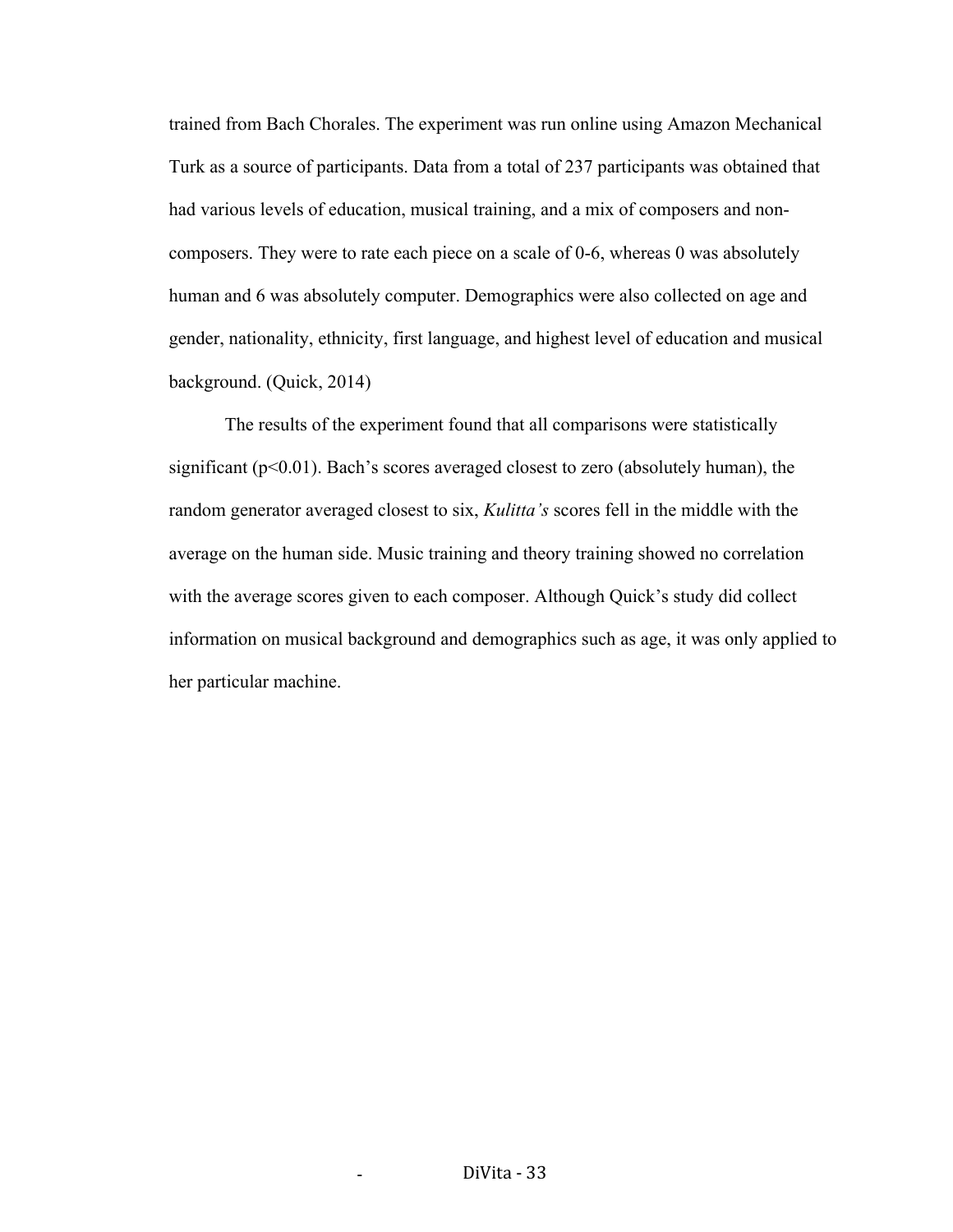trained from Bach Chorales. The experiment was run online using Amazon Mechanical Turk as a source of participants. Data from a total of 237 participants was obtained that had various levels of education, musical training, and a mix of composers and non-composers. They were to rate each piece on a scale of 0-6, whereas 0 was absolutely human and 6 was absolutely computer. Demographics were also collected on age and gender, nationality, ethnicity, first language, and highest level of education and musical background. (Quick, 2014)

The results of the experiment found that all comparisons were statistically significant ($p<0.01$). Bach's scores averaged closest to zero (absolutely human), the random generator averaged closest to six, *Kulitta's* scores fell in the middle with the average on the human side. Music training and theory training showed no correlation with the average scores given to each composer. Although Quick's study did collect information on musical background and demographics such as age, it was only applied to her particular machine.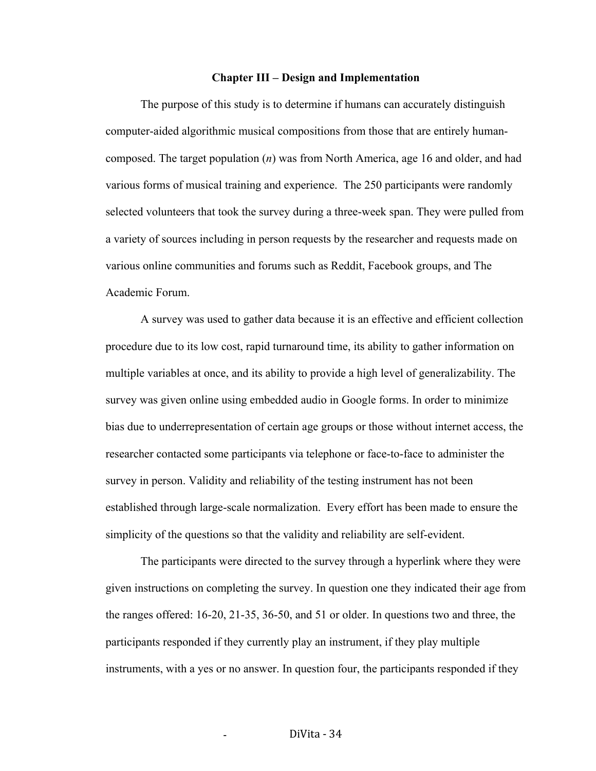## Chapter III – Design and Implementation

The purpose of this study is to determine if humans can accurately distinguish computer-aided algorithmic musical compositions from those that are entirely human-composed. The target population ($n$) was from North America, age 16 and older, and had various forms of musical training and experience. The 250 participants were randomly selected volunteers that took the survey during a three-week span. They were pulled from a variety of sources including in person requests by the researcher and requests made on various online communities and forums such as Reddit, Facebook groups, and The Academic Forum.

A survey was used to gather data because it is an effective and efficient collection procedure due to its low cost, rapid turnaround time, its ability to gather information on multiple variables at once, and its ability to provide a high level of generalizability. The survey was given online using embedded audio in Google forms. In order to minimize bias due to underrepresentation of certain age groups or those without internet access, the researcher contacted some participants via telephone or face-to-face to administer the survey in person. Validity and reliability of the testing instrument has not been established through large-scale normalization. Every effort has been made to ensure the simplicity of the questions so that the validity and reliability are self-evident.

The participants were directed to the survey through a hyperlink where they were given instructions on completing the survey. In question one they indicated their age from the ranges offered: 16-20, 21-35, 36-50, and 51 or older. In questions two and three, the participants responded if they currently play an instrument, if they play multiple instruments, with a yes or no answer. In question four, the participants responded if they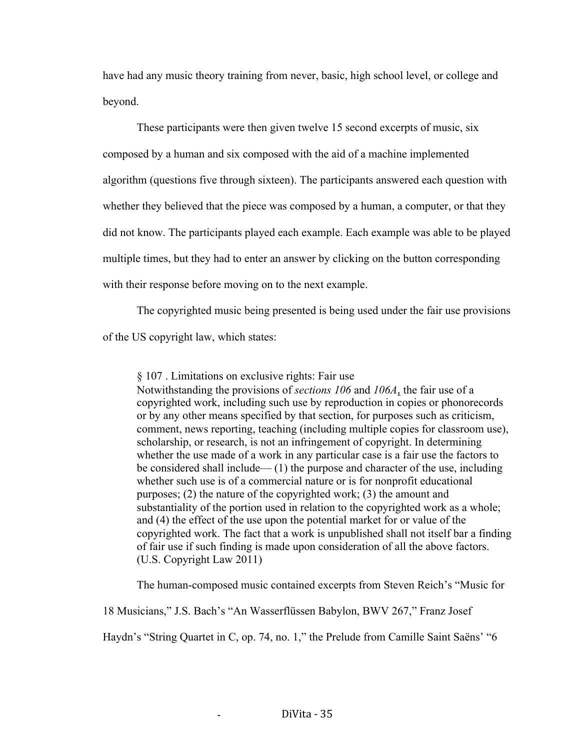have had any music theory training from never, basic, high school level, or college and beyond.

These participants were then given twelve 15 second excerpts of music, six composed by a human and six composed with the aid of a machine implemented algorithm (questions five through sixteen). The participants answered each question with whether they believed that the piece was composed by a human, a computer, or that they did not know. The participants played each example. Each example was able to be played multiple times, but they had to enter an answer by clicking on the button corresponding with their response before moving on to the next example.

The copyrighted music being presented is being used under the fair use provisions of the US copyright law, which states:

> § 107 . Limitations on exclusive rights: Fair use
> Notwithstanding the provisions of *sections 106* and *106A*, the fair use of a copyrighted work, including such use by reproduction in copies or phonorecords or by any other means specified by that section, for purposes such as criticism, comment, news reporting, teaching (including multiple copies for classroom use), scholarship, or research, is not an infringement of copyright. In determining whether the use made of a work in any particular case is a fair use the factors to be considered shall include— (1) the purpose and character of the use, including whether such use is of a commercial nature or is for nonprofit educational purposes; (2) the nature of the copyrighted work; (3) the amount and substantiality of the portion used in relation to the copyrighted work as a whole; and (4) the effect of the use upon the potential market for or value of the copyrighted work. The fact that a work is unpublished shall not itself bar a finding of fair use if such finding is made upon consideration of all the above factors. (U.S. Copyright Law 2011)

The human-composed music contained excerpts from Steven Reich's "Music for 18 Musicians," J.S. Bach's "An Wasserflüssen Babylon, BWV 267," Franz Josef Haydn's "String Quartet in C, op. 74, no. 1," the Prelude from Camille Saint Saëns' "6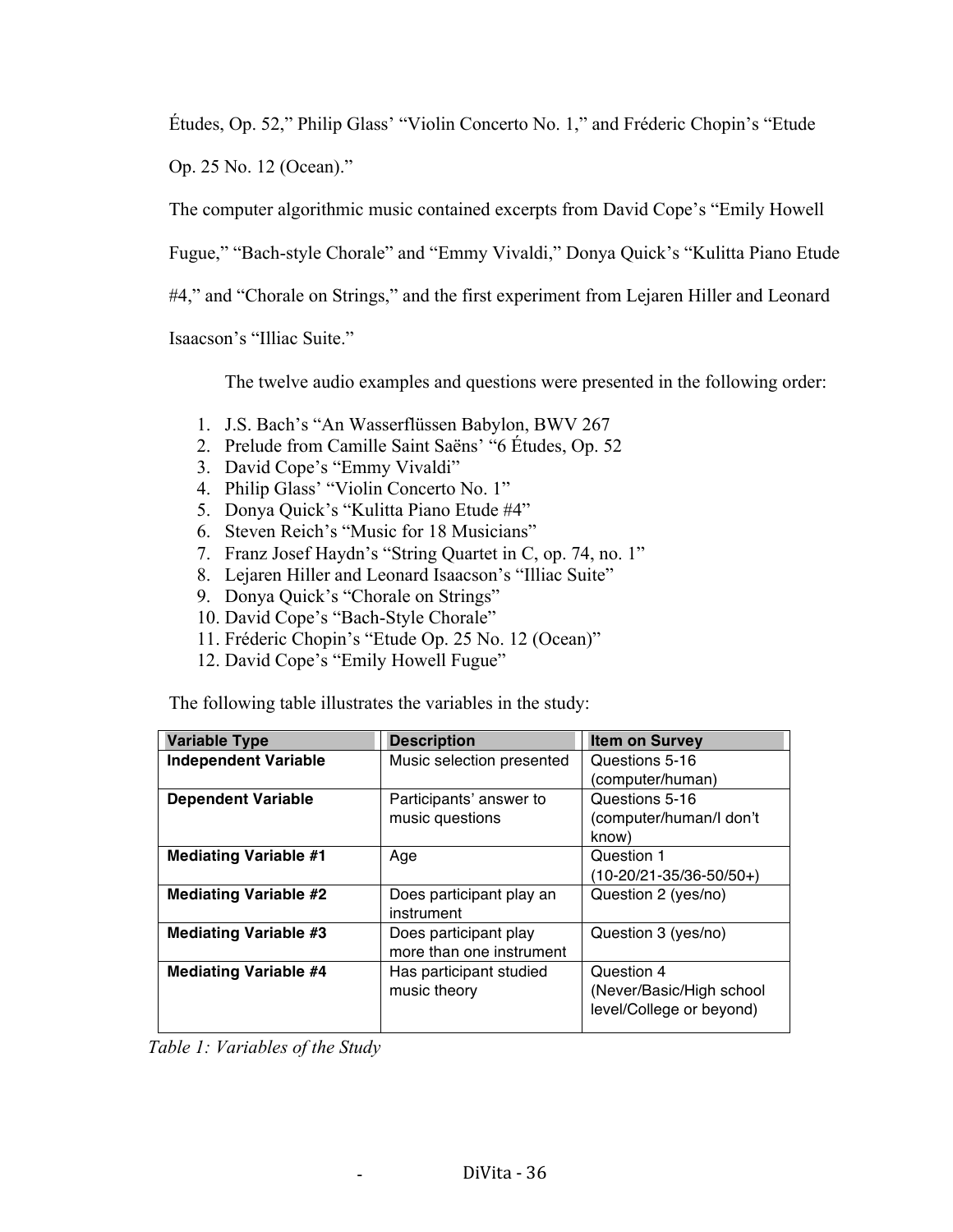Études, Op. 52," Philip Glass' "Violin Concerto No. 1," and Fréderic Chopin's "Etude Op. 25 No. 12 (Ocean)."

The computer algorithmic music contained excerpts from David Cope's "Emily Howell Fugue," "Bach-style Chorale" and "Emmy Vivaldi," Donya Quick's "Kulitta Piano Etude #4," and "Chorale on Strings," and the first experiment from Lejaren Hiller and Leonard Isaacson's "Illiac Suite."

The twelve audio examples and questions were presented in the following order:

1. J.S. Bach's "An Wasserflüssen Babylon, BWV 267
2. Prelude from Camille Saint Saëns' "6 Études, Op. 52
3. David Cope's "Emmy Vivaldi"
4. Philip Glass' "Violin Concerto No. 1"
5. Donya Quick's "Kulitta Piano Etude #4"
6. Steven Reich's "Music for 18 Musicians"
7. Franz Josef Haydn's "String Quartet in C, op. 74, no. 1"
8. Lejaren Hiller and Leonard Isaacson's "Illiac Suite"
9. Donya Quick's "Chorale on Strings"
10. David Cope's "Bach-Style Chorale"
11. Fréderic Chopin's "Etude Op. 25 No. 12 (Ocean)"
12. David Cope's "Emily Howell Fugue"

The following table illustrates the variables in the study:

| Variable Type | Description | Item on Survey |
|---|---|---|
| **Independent Variable** | Music selection presented | Questions 5-16 (computer/human) |
| **Dependent Variable** | Participants' answer to music questions | Questions 5-16 (computer/human/I don't know) |
| **Mediating Variable #1** | Age | Question 1 (10-20/21-35/36-50/50+) |
| **Mediating Variable #2** | Does participant play an instrument | Question 2 (yes/no) |
| **Mediating Variable #3** | Does participant play more than one instrument | Question 3 (yes/no) |
| **Mediating Variable #4** | Has participant studied music theory | Question 4 (Never/Basic/High school level/College or beyond) |

*Table 1: Variables of the Study*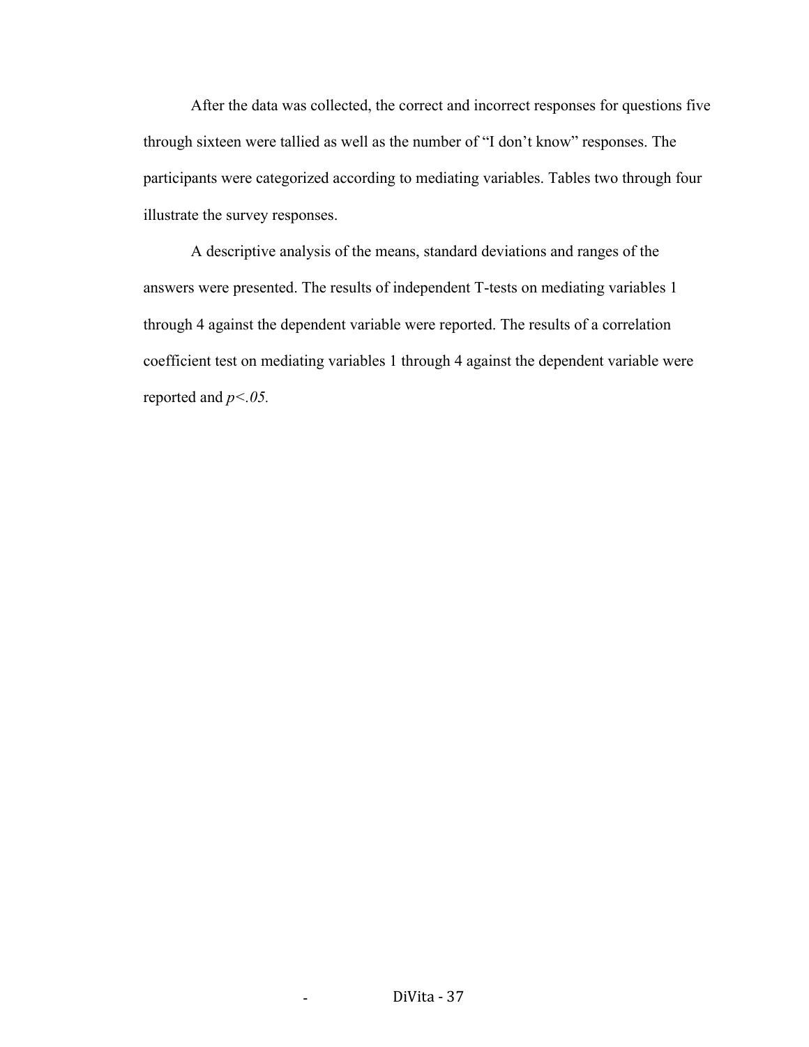After the data was collected, the correct and incorrect responses for questions five through sixteen were tallied as well as the number of "I don't know" responses. The participants were categorized according to mediating variables. Tables two through four illustrate the survey responses.

A descriptive analysis of the means, standard deviations and ranges of the answers were presented. The results of independent T-tests on mediating variables 1 through 4 against the dependent variable were reported. The results of a correlation coefficient test on mediating variables 1 through 4 against the dependent variable were reported and $p<.05$.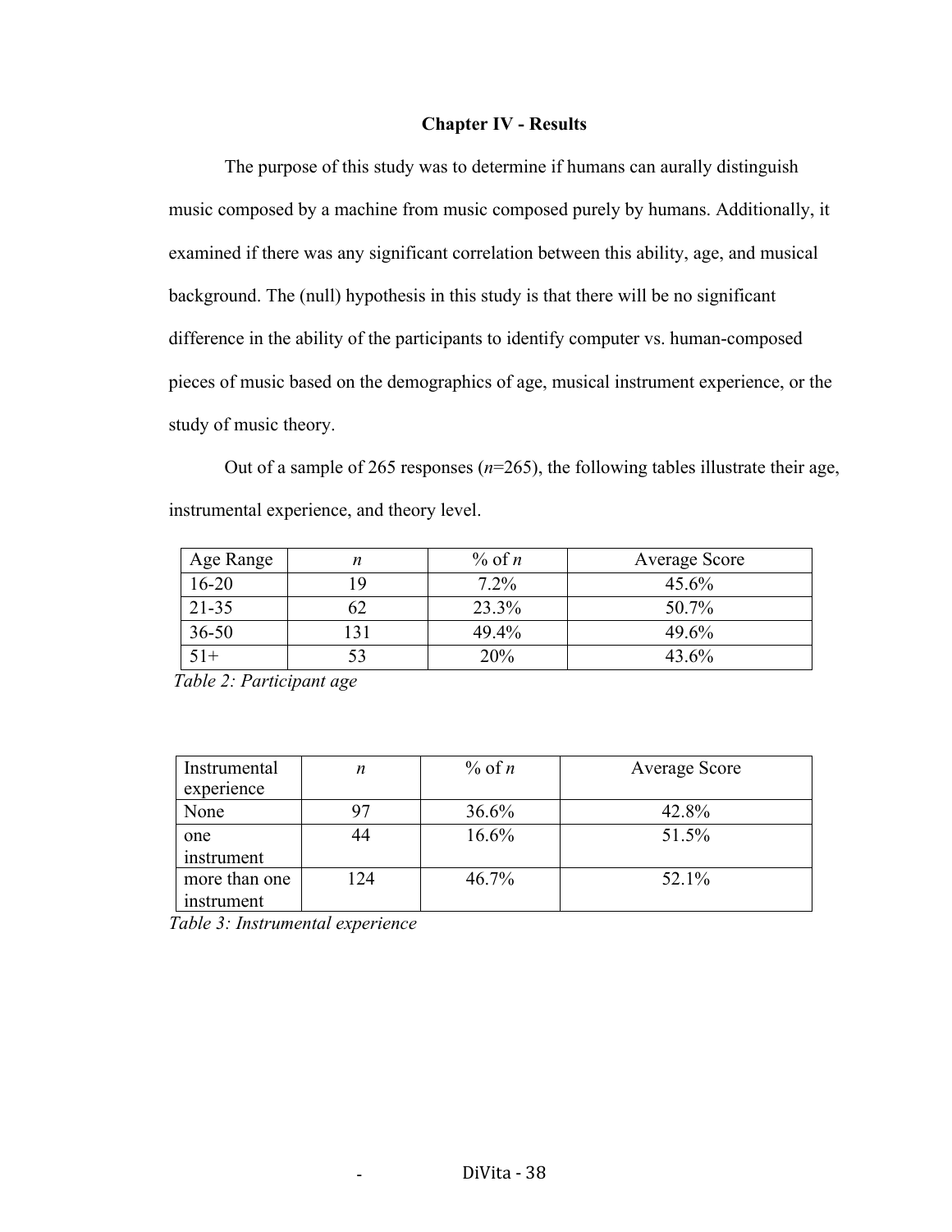# Chapter IV - Results

The purpose of this study was to determine if humans can aurally distinguish music composed by a machine from music composed purely by humans. Additionally, it examined if there was any significant correlation between this ability, age, and musical background. The (null) hypothesis in this study is that there will be no significant difference in the ability of the participants to identify computer vs. human-composed pieces of music based on the demographics of age, musical instrument experience, or the study of music theory.

Out of a sample of 265 responses ($n$=265), the following tables illustrate their age, instrumental experience, and theory level.

| Age Range | $n$ | % of $n$ | Average Score |
|---|---|---|---|
| 16-20 | 19 | 7.2% | 45.6% |
| 21-35 | 62 | 23.3% | 50.7% |
| 36-50 | 131 | 49.4% | 49.6% |
| 51+ | 53 | 20% | 43.6% |

*Table 2: Participant age*

| Instrumental experience | $n$ | % of $n$ | Average Score |
|---|---|---|---|
| None | 97 | 36.6% | 42.8% |
| one instrument | 44 | 16.6% | 51.5% |
| more than one instrument | 124 | 46.7% | 52.1% |

*Table 3: Instrumental experience*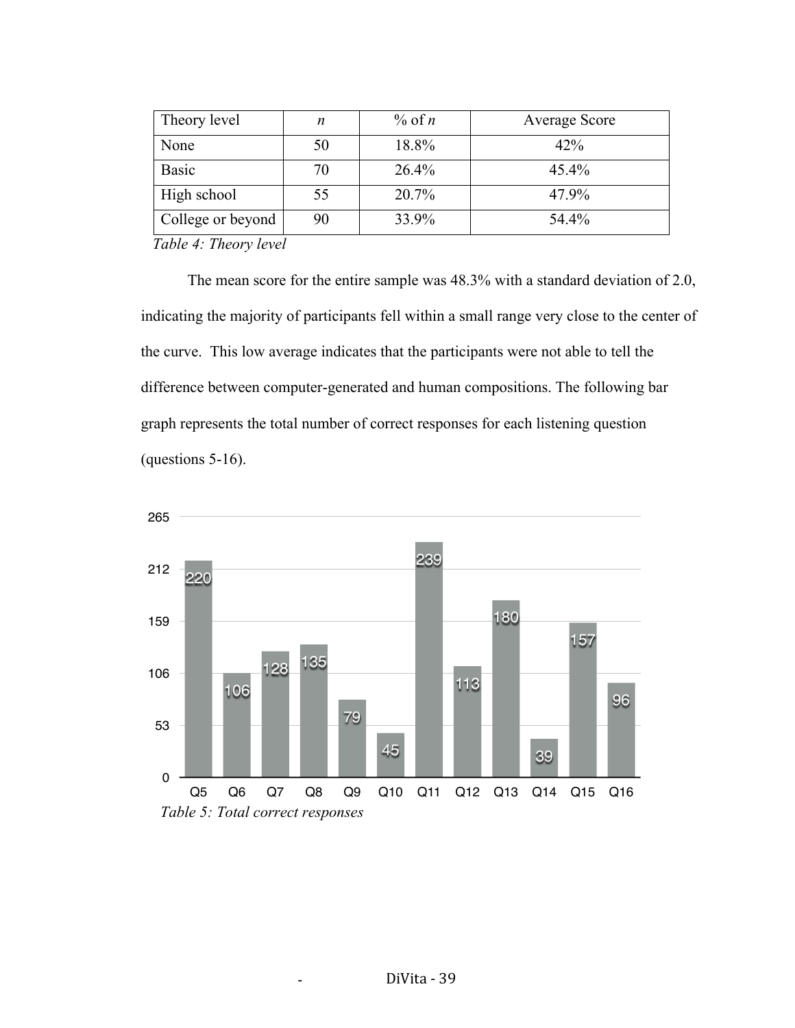| Theory level | *n* | % of *n* | Average Score |
|---|---|---|---|
| None | 50 | 18.8% | 42% |
| Basic | 70 | 26.4% | 45.4% |
| High school | 55 | 20.7% | 47.9% |
| College or beyond | 90 | 33.9% | 54.4% |

*Table 4: Theory level*

The mean score for the entire sample was 48.3% with a standard deviation of 2.0, indicating the majority of participants fell within a small range very close to the center of the curve. This low average indicates that the participants were not able to tell the difference between computer-generated and human compositions. The following bar graph represents the total number of correct responses for each listening question (questions 5-16).

| Q5 | Q6 | Q7 | Q8 | Q9 | Q10 | Q11 | Q12 | Q13 | Q14 | Q15 | Q16 |
|---|---|---|---|---|---|---|---|---|---|---|---|
| 220 | 106 | 128 | 135 | 79 | 45 | 239 | 113 | 180 | 39 | 157 | 96 |

*Table 5: Total correct responses*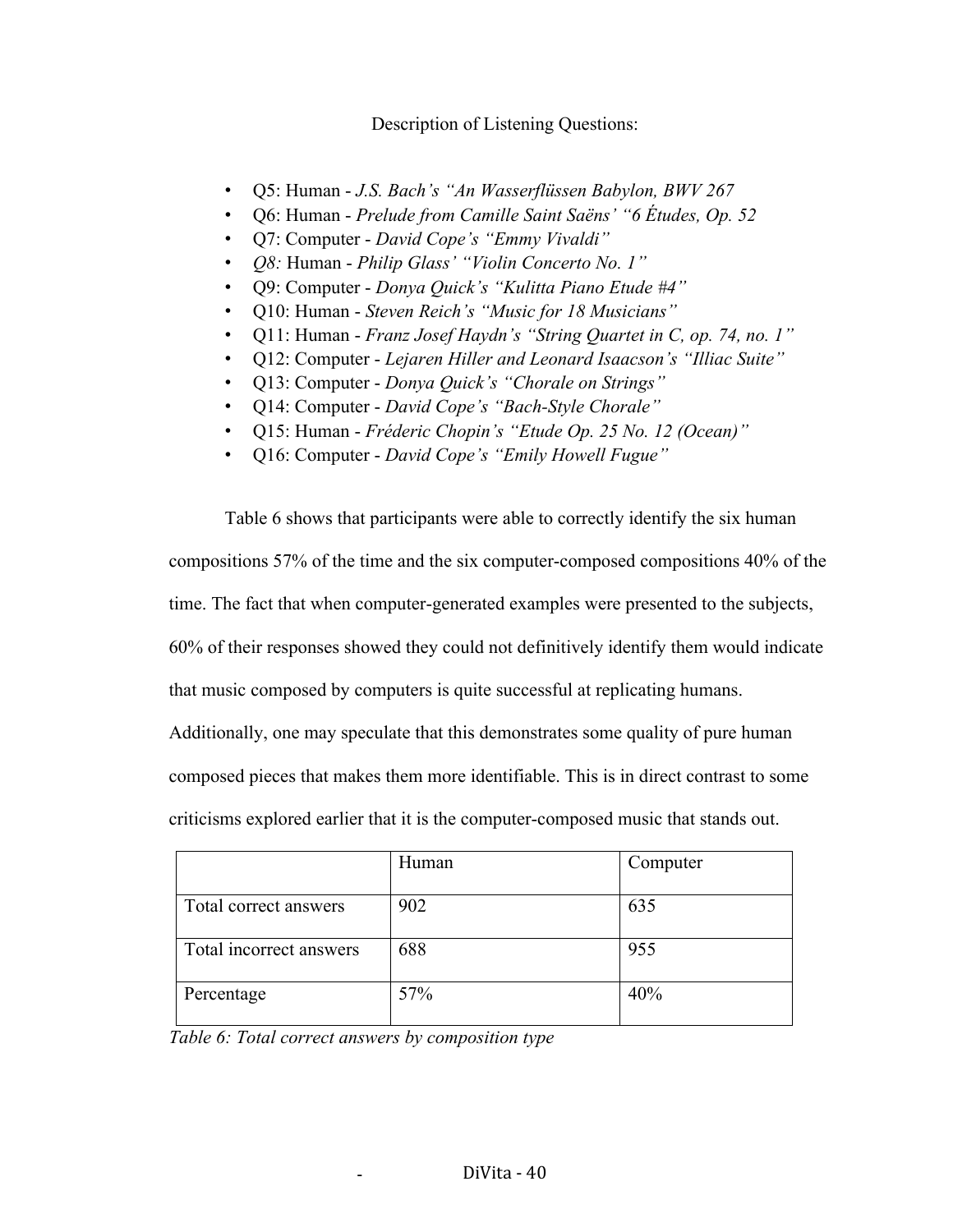Description of Listening Questions:

- Q5: Human - *J.S. Bach's "An Wasserflüssen Babylon, BWV 267*
- Q6: Human - *Prelude from Camille Saint Saëns' "6 Études, Op. 52*
- Q7: Computer - *David Cope's "Emmy Vivaldi"*
- *Q8:* Human - *Philip Glass' "Violin Concerto No. 1"*
- Q9: Computer - *Donya Quick's "Kulitta Piano Etude #4"*
- Q10: Human - *Steven Reich's "Music for 18 Musicians"*
- Q11: Human - *Franz Josef Haydn's "String Quartet in C, op. 74, no. 1"*
- Q12: Computer - *Lejaren Hiller and Leonard Isaacson's "Illiac Suite"*
- Q13: Computer - *Donya Quick's "Chorale on Strings"*
- Q14: Computer - *David Cope's "Bach-Style Chorale"*
- Q15: Human - *Fréderic Chopin's "Etude Op. 25 No. 12 (Ocean)"*
- Q16: Computer - *David Cope's "Emily Howell Fugue"*

Table 6 shows that participants were able to correctly identify the six human compositions 57% of the time and the six computer-composed compositions 40% of the time. The fact that when computer-generated examples were presented to the subjects, 60% of their responses showed they could not definitively identify them would indicate that music composed by computers is quite successful at replicating humans. Additionally, one may speculate that this demonstrates some quality of pure human composed pieces that makes them more identifiable. This is in direct contrast to some criticisms explored earlier that it is the computer-composed music that stands out.

| | Human | Computer |
|---|---|---|
| Total correct answers | 902 | 635 |
| Total incorrect answers | 688 | 955 |
| Percentage | 57% | 40% |

*Table 6: Total correct answers by composition type*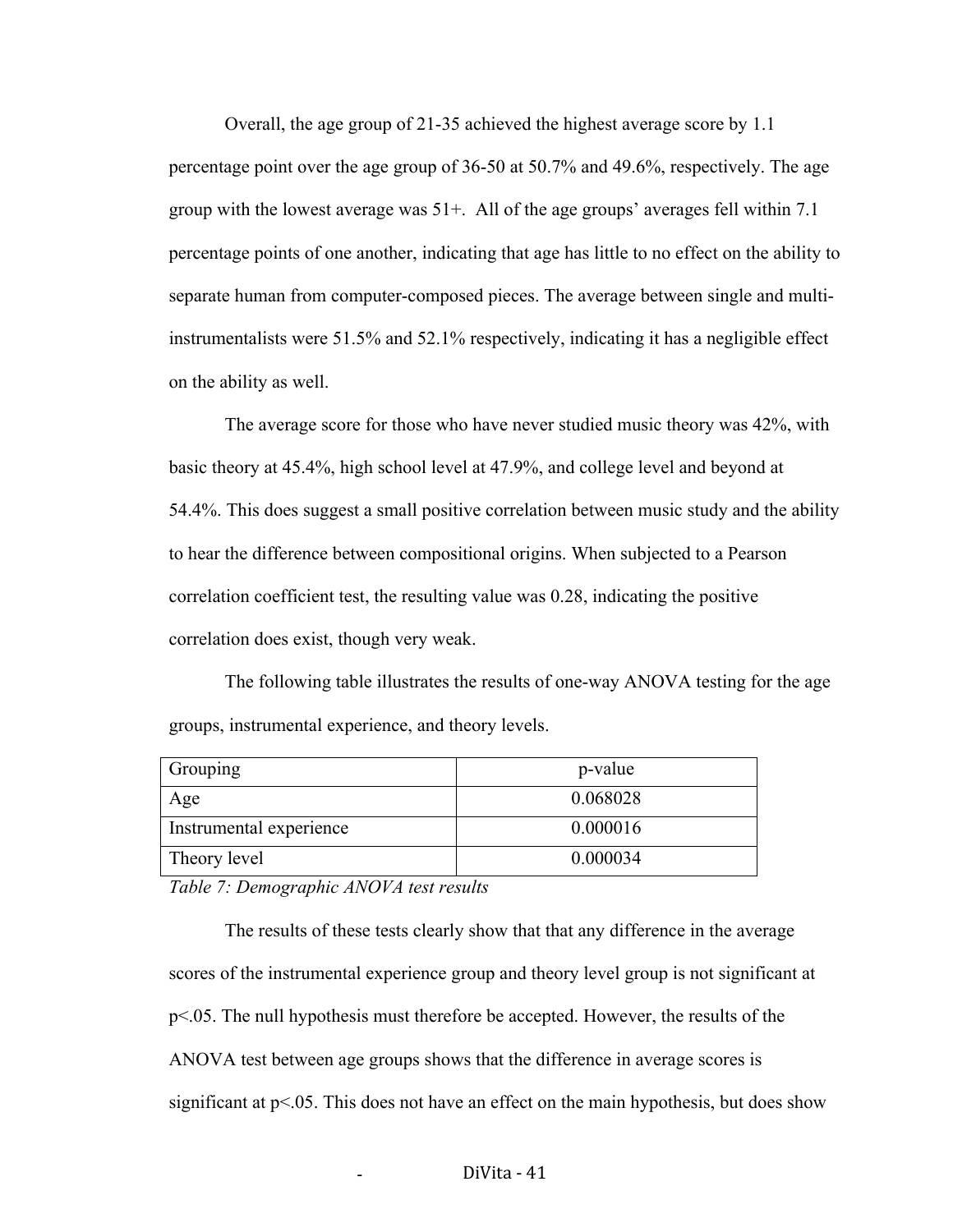Overall, the age group of 21-35 achieved the highest average score by 1.1 percentage point over the age group of 36-50 at 50.7% and 49.6%, respectively. The age group with the lowest average was 51+. All of the age groups' averages fell within 7.1 percentage points of one another, indicating that age has little to no effect on the ability to separate human from computer-composed pieces. The average between single and multi-instrumentalists were 51.5% and 52.1% respectively, indicating it has a negligible effect on the ability as well.

The average score for those who have never studied music theory was 42%, with basic theory at 45.4%, high school level at 47.9%, and college level and beyond at 54.4%. This does suggest a small positive correlation between music study and the ability to hear the difference between compositional origins. When subjected to a Pearson correlation coefficient test, the resulting value was 0.28, indicating the positive correlation does exist, though very weak.

The following table illustrates the results of one-way ANOVA testing for the age groups, instrumental experience, and theory levels.

| Grouping | p-value |
|---|---|
| Age | 0.068028 |
| Instrumental experience | 0.000016 |
| Theory level | 0.000034 |

*Table 7: Demographic ANOVA test results*

The results of these tests clearly show that that any difference in the average scores of the instrumental experience group and theory level group is not significant at $p<.05$. The null hypothesis must therefore be accepted. However, the results of the ANOVA test between age groups shows that the difference in average scores is significant at $p<.05$. This does not have an effect on the main hypothesis, but does show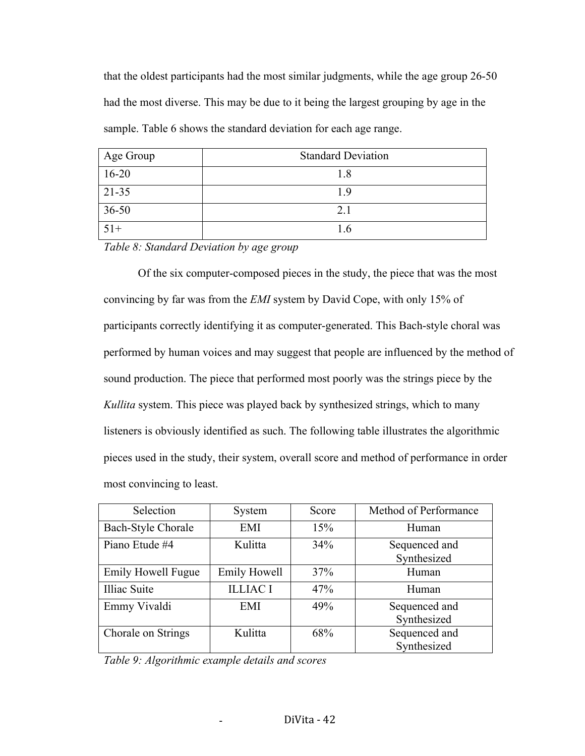that the oldest participants had the most similar judgments, while the age group 26-50 had the most diverse. This may be due to it being the largest grouping by age in the sample. Table 6 shows the standard deviation for each age range.

| Age Group | Standard Deviation |
|---|---|
| 16-20 | 1.8 |
| 21-35 | 1.9 |
| 36-50 | 2.1 |
| 51+ | 1.6 |

*Table 8: Standard Deviation by age group*

Of the six computer-composed pieces in the study, the piece that was the most convincing by far was from the *EMI* system by David Cope, with only 15% of participants correctly identifying it as computer-generated. This Bach-style choral was performed by human voices and may suggest that people are influenced by the method of sound production. The piece that performed most poorly was the strings piece by the *Kullita* system. This piece was played back by synthesized strings, which to many listeners is obviously identified as such. The following table illustrates the algorithmic pieces used in the study, their system, overall score and method of performance in order most convincing to least.

| Selection | System | Score | Method of Performance |
|---|---|---|---|
| Bach-Style Chorale | EMI | 15% | Human |
| Piano Etude #4 | Kulitta | 34% | Sequenced and Synthesized |
| Emily Howell Fugue | Emily Howell | 37% | Human |
| Illiac Suite | ILLIAC I | 47% | Human |
| Emmy Vivaldi | EMI | 49% | Sequenced and Synthesized |
| Chorale on Strings | Kulitta | 68% | Sequenced and Synthesized |

*Table 9: Algorithmic example details and scores*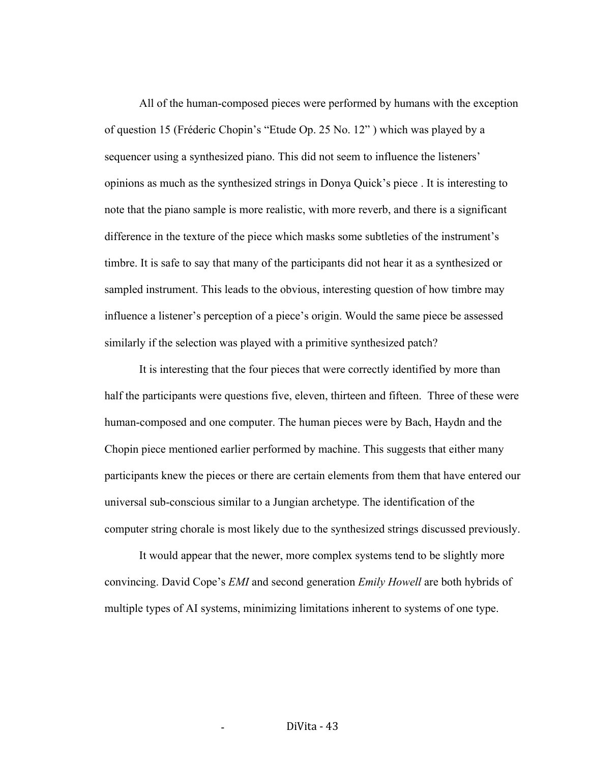All of the human-composed pieces were performed by humans with the exception of question 15 (Fréderic Chopin's "Etude Op. 25 No. 12" ) which was played by a sequencer using a synthesized piano. This did not seem to influence the listeners' opinions as much as the synthesized strings in Donya Quick's piece . It is interesting to note that the piano sample is more realistic, with more reverb, and there is a significant difference in the texture of the piece which masks some subtleties of the instrument's timbre. It is safe to say that many of the participants did not hear it as a synthesized or sampled instrument. This leads to the obvious, interesting question of how timbre may influence a listener's perception of a piece's origin. Would the same piece be assessed similarly if the selection was played with a primitive synthesized patch?

It is interesting that the four pieces that were correctly identified by more than half the participants were questions five, eleven, thirteen and fifteen. Three of these were human-composed and one computer. The human pieces were by Bach, Haydn and the Chopin piece mentioned earlier performed by machine. This suggests that either many participants knew the pieces or there are certain elements from them that have entered our universal sub-conscious similar to a Jungian archetype. The identification of the computer string chorale is most likely due to the synthesized strings discussed previously.

It would appear that the newer, more complex systems tend to be slightly more convincing. David Cope's *EMI* and second generation *Emily Howell* are both hybrids of multiple types of AI systems, minimizing limitations inherent to systems of one type.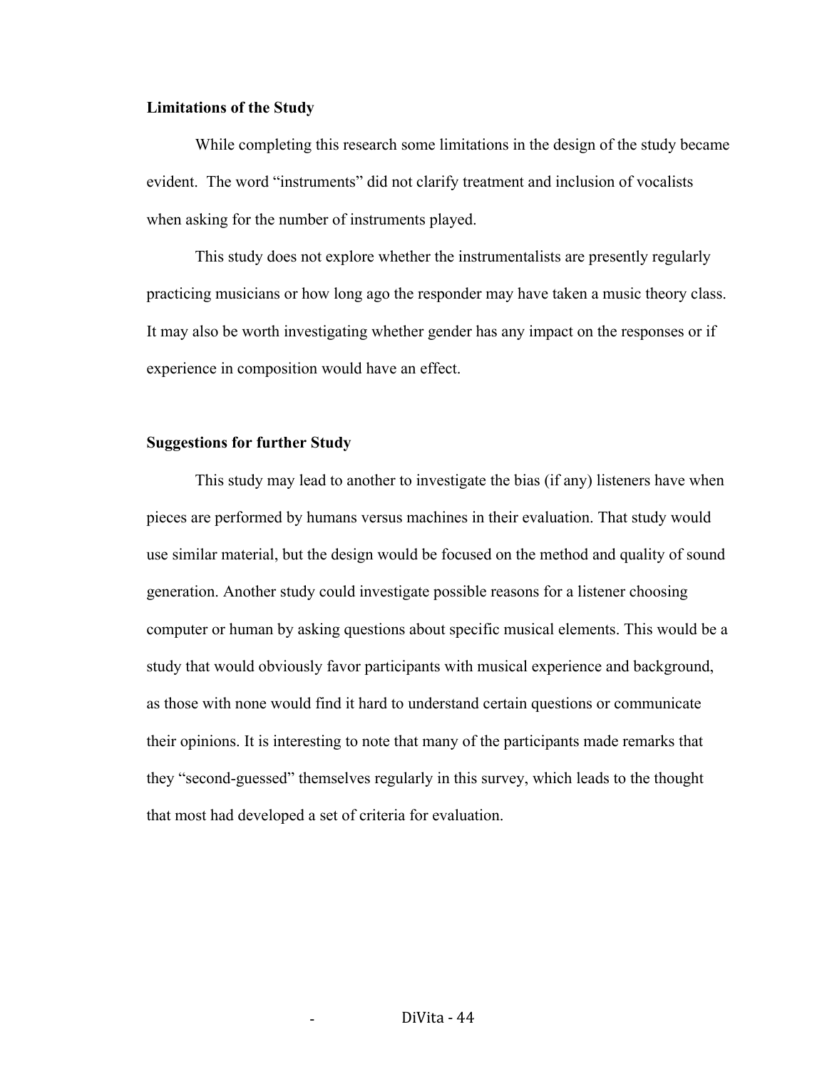**Limitations of the Study**

While completing this research some limitations in the design of the study became evident. The word "instruments" did not clarify treatment and inclusion of vocalists when asking for the number of instruments played.

This study does not explore whether the instrumentalists are presently regularly practicing musicians or how long ago the responder may have taken a music theory class. It may also be worth investigating whether gender has any impact on the responses or if experience in composition would have an effect.

**Suggestions for further Study**

This study may lead to another to investigate the bias (if any) listeners have when pieces are performed by humans versus machines in their evaluation. That study would use similar material, but the design would be focused on the method and quality of sound generation. Another study could investigate possible reasons for a listener choosing computer or human by asking questions about specific musical elements. This would be a study that would obviously favor participants with musical experience and background, as those with none would find it hard to understand certain questions or communicate their opinions. It is interesting to note that many of the participants made remarks that they "second-guessed" themselves regularly in this survey, which leads to the thought that most had developed a set of criteria for evaluation.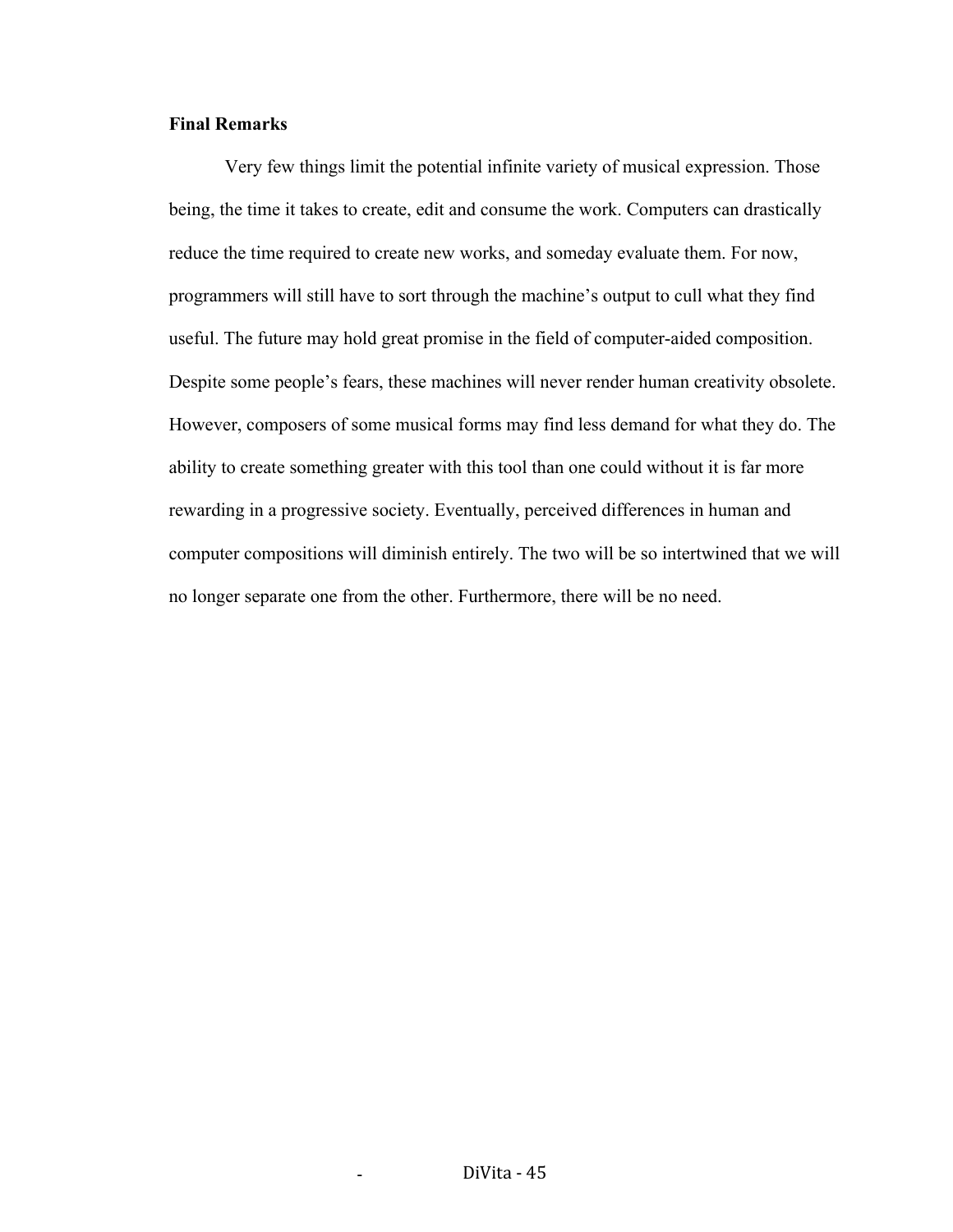**Final Remarks**

Very few things limit the potential infinite variety of musical expression. Those being, the time it takes to create, edit and consume the work. Computers can drastically reduce the time required to create new works, and someday evaluate them. For now, programmers will still have to sort through the machine's output to cull what they find useful. The future may hold great promise in the field of computer-aided composition. Despite some people's fears, these machines will never render human creativity obsolete. However, composers of some musical forms may find less demand for what they do. The ability to create something greater with this tool than one could without it is far more rewarding in a progressive society. Eventually, perceived differences in human and computer compositions will diminish entirely. The two will be so intertwined that we will no longer separate one from the other. Furthermore, there will be no need.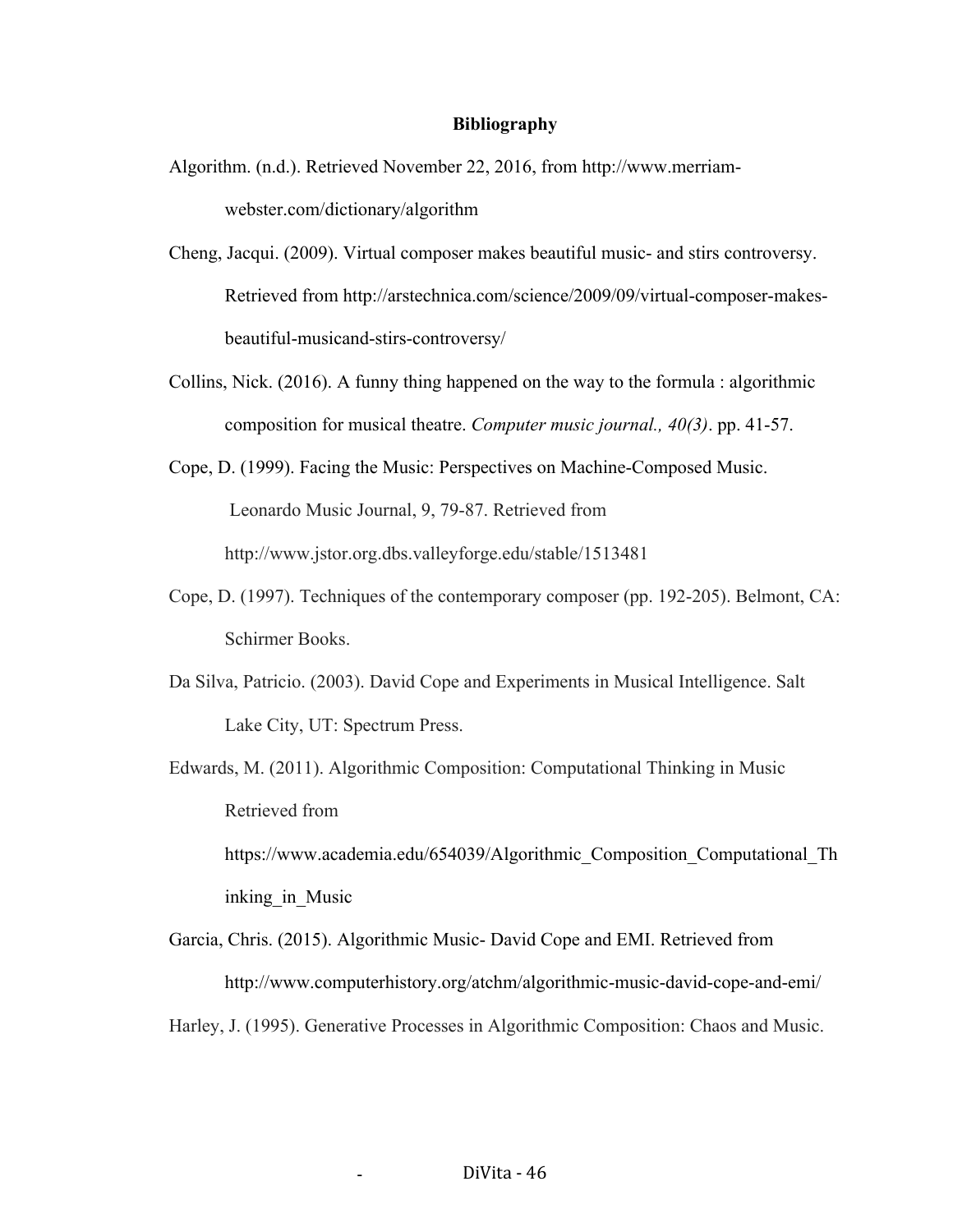**Bibliography**

Algorithm. (n.d.). Retrieved November 22, 2016, from http://www.merriam-webster.com/dictionary/algorithm

Cheng, Jacqui. (2009). Virtual composer makes beautiful music- and stirs controversy. Retrieved from http://arstechnica.com/science/2009/09/virtual-composer-makes-beautiful-musicand-stirs-controversy/

Collins, Nick. (2016). A funny thing happened on the way to the formula : algorithmic composition for musical theatre. *Computer music journal., 40(3)*. pp. 41-57.

Cope, D. (1999). Facing the Music: Perspectives on Machine-Composed Music. Leonardo Music Journal, 9, 79-87. Retrieved from http://www.jstor.org.dbs.valleyforge.edu/stable/1513481

Cope, D. (1997). Techniques of the contemporary composer (pp. 192-205). Belmont, CA: Schirmer Books.

Da Silva, Patricio. (2003). David Cope and Experiments in Musical Intelligence. Salt Lake City, UT: Spectrum Press.

Edwards, M. (2011). Algorithmic Composition: Computational Thinking in Music Retrieved from https://www.academia.edu/654039/Algorithmic_Composition_Computational_Thinking_in_Music

Garcia, Chris. (2015). Algorithmic Music- David Cope and EMI. Retrieved from http://www.computerhistory.org/atchm/algorithmic-music-david-cope-and-emi/

Harley, J. (1995). Generative Processes in Algorithmic Composition: Chaos and Music.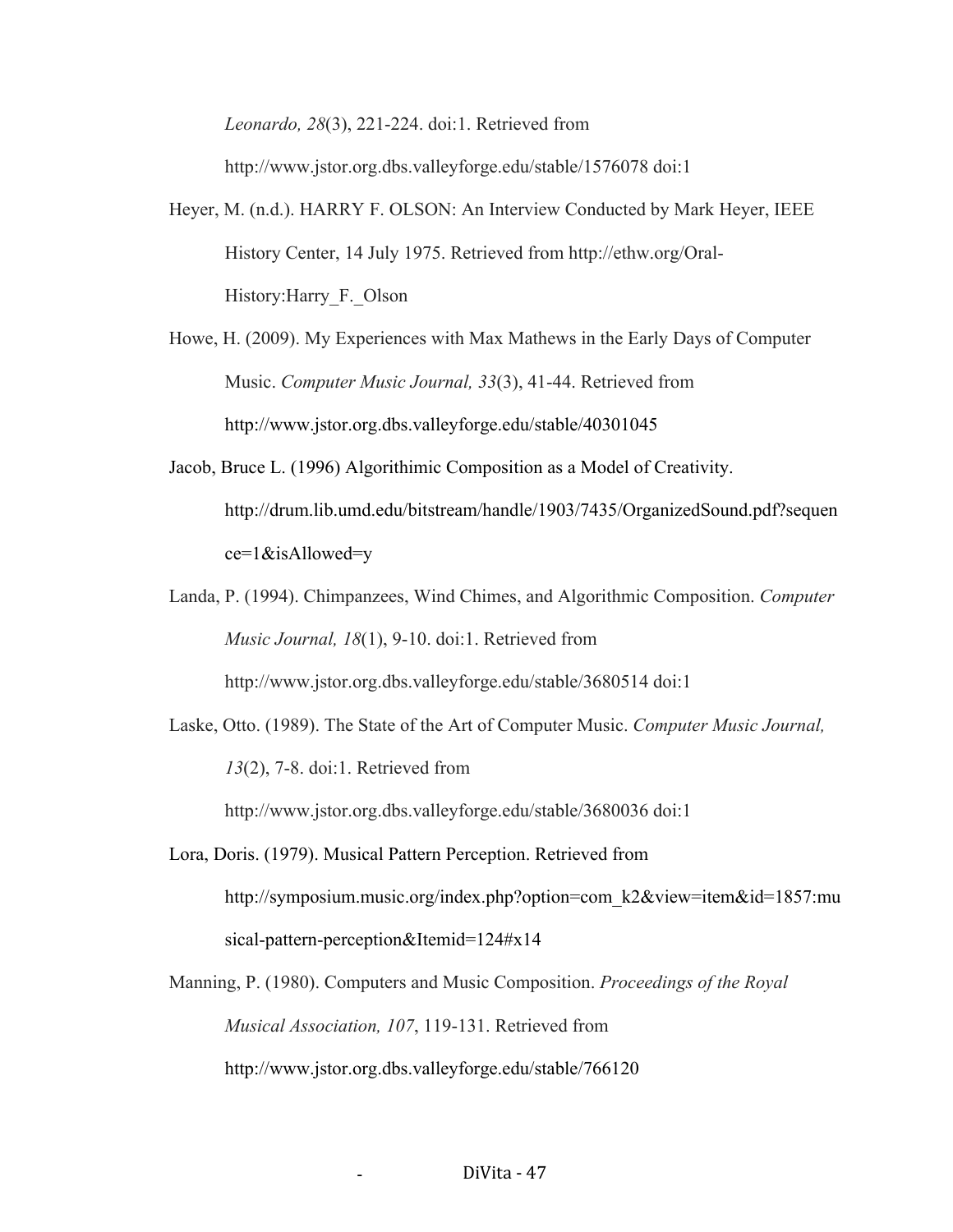*Leonardo, 28*(3), 221-224. doi:1. Retrieved from http://www.jstor.org.dbs.valleyforge.edu/stable/1576078 doi:1

Heyer, M. (n.d.). HARRY F. OLSON: An Interview Conducted by Mark Heyer, IEEE History Center, 14 July 1975. Retrieved from http://ethw.org/Oral-History:Harry_F._Olson

Howe, H. (2009). My Experiences with Max Mathews in the Early Days of Computer Music. *Computer Music Journal, 33*(3), 41-44. Retrieved from http://www.jstor.org.dbs.valleyforge.edu/stable/40301045

Jacob, Bruce L. (1996) Algorithimic Composition as a Model of Creativity. http://drum.lib.umd.edu/bitstream/handle/1903/7435/OrganizedSound.pdf?sequence=1&isAllowed=y

Landa, P. (1994). Chimpanzees, Wind Chimes, and Algorithmic Composition. *Computer Music Journal, 18*(1), 9-10. doi:1. Retrieved from http://www.jstor.org.dbs.valleyforge.edu/stable/3680514 doi:1

Laske, Otto. (1989). The State of the Art of Computer Music. *Computer Music Journal, 13*(2), 7-8. doi:1. Retrieved from http://www.jstor.org.dbs.valleyforge.edu/stable/3680036 doi:1

Lora, Doris. (1979). Musical Pattern Perception. Retrieved from http://symposium.music.org/index.php?option=com_k2&view=item&id=1857:musical-pattern-perception&Itemid=124#x14

Manning, P. (1980). Computers and Music Composition. *Proceedings of the Royal Musical Association, 107*, 119-131. Retrieved from http://www.jstor.org.dbs.valleyforge.edu/stable/766120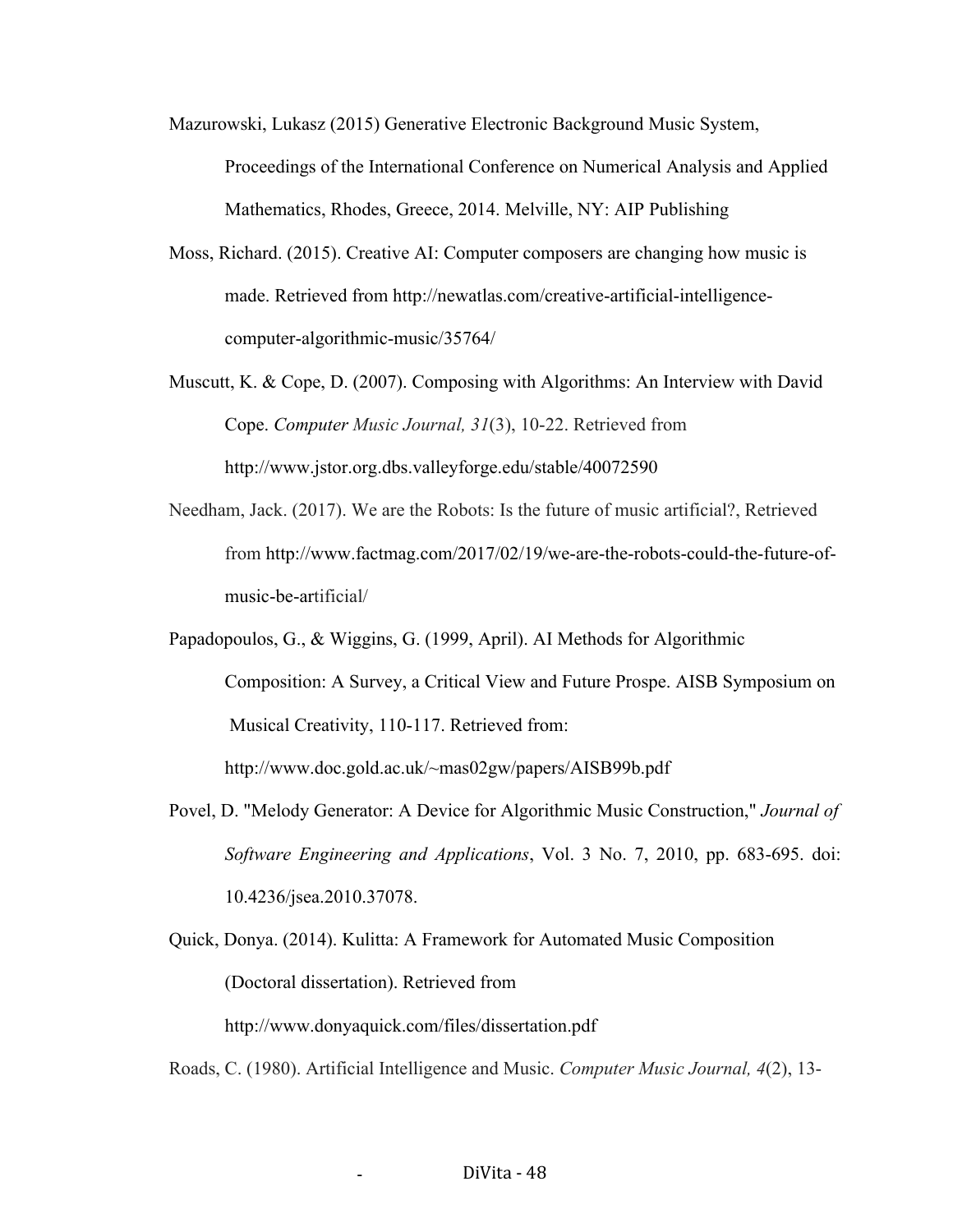Mazurowski, Lukasz (2015) Generative Electronic Background Music System, Proceedings of the International Conference on Numerical Analysis and Applied Mathematics, Rhodes, Greece, 2014. Melville, NY: AIP Publishing

Moss, Richard. (2015). Creative AI: Computer composers are changing how music is made. Retrieved from http://newatlas.com/creative-artificial-intelligence-computer-algorithmic-music/35764/

Muscutt, K. & Cope, D. (2007). Composing with Algorithms: An Interview with David Cope. *Computer Music Journal, 31*(3), 10-22. Retrieved from http://www.jstor.org.dbs.valleyforge.edu/stable/40072590

Needham, Jack. (2017). We are the Robots: Is the future of music artificial?, Retrieved from http://www.factmag.com/2017/02/19/we-are-the-robots-could-the-future-of-music-be-artificial/

Papadopoulos, G., & Wiggins, G. (1999, April). AI Methods for Algorithmic Composition: A Survey, a Critical View and Future Prospe. AISB Symposium on Musical Creativity, 110-117. Retrieved from: http://www.doc.gold.ac.uk/~mas02gw/papers/AISB99b.pdf

Povel, D. "Melody Generator: A Device for Algorithmic Music Construction," *Journal of Software Engineering and Applications*, Vol. 3 No. 7, 2010, pp. 683-695. doi: 10.4236/jsea.2010.37078.

Quick, Donya. (2014). Kulitta: A Framework for Automated Music Composition (Doctoral dissertation). Retrieved from http://www.donyaquick.com/files/dissertation.pdf

Roads, C. (1980). Artificial Intelligence and Music. *Computer Music Journal, 4*(2), 13-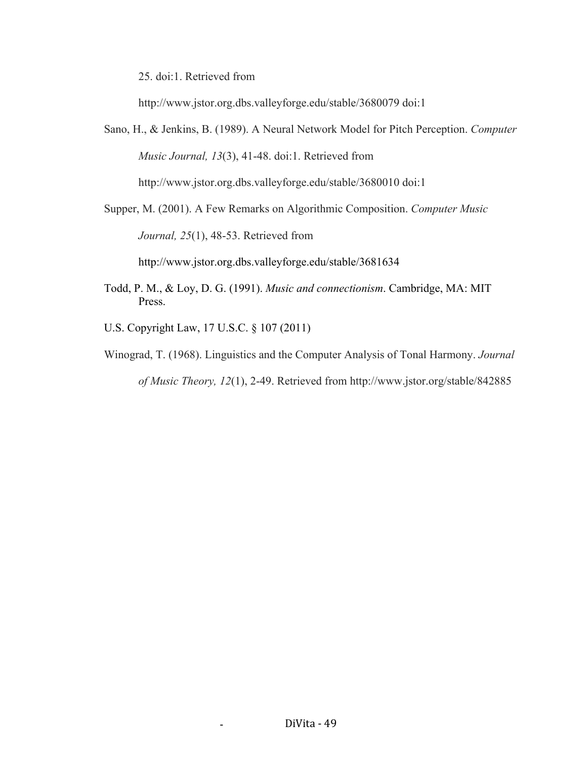25. doi:1. Retrieved from http://www.jstor.org.dbs.valleyforge.edu/stable/3680079 doi:1

Sano, H., & Jenkins, B. (1989). A Neural Network Model for Pitch Perception. *Computer Music Journal, 13*(3), 41-48. doi:1. Retrieved from http://www.jstor.org.dbs.valleyforge.edu/stable/3680010 doi:1

Supper, M. (2001). A Few Remarks on Algorithmic Composition. *Computer Music Journal, 25*(1), 48-53. Retrieved from http://www.jstor.org.dbs.valleyforge.edu/stable/3681634

Todd, P. M., & Loy, D. G. (1991). *Music and connectionism*. Cambridge, MA: MIT Press.

U.S. Copyright Law, 17 U.S.C. § 107 (2011)

Winograd, T. (1968). Linguistics and the Computer Analysis of Tonal Harmony. *Journal of Music Theory, 12*(1), 2-49. Retrieved from http://www.jstor.org/stable/842885